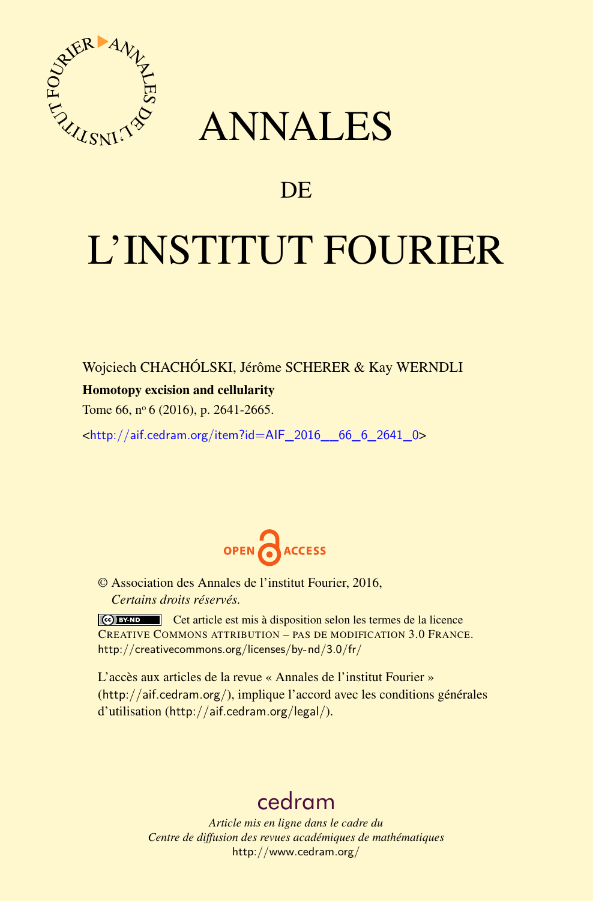# ANNALES

## DE

# L'INSTITUT FOURIER

Wojciech CHACHÓLSKI, Jérôme SCHERER & Kay WERNDLI

**Homotopy excision and cellularity**

Tome 66, n$^{o}$ 6 (2016), p. 2641-2665.

<http://aif.cedram.org/item?id=AIF_2016__66_6_2641_0>

OPEN ACCESS

© Association des Annales de l'institut Fourier, 2016,
*Certains droits réservés.*

Cet article est mis à disposition selon les termes de la licence CREATIVE COMMONS ATTRIBUTION – PAS DE MODIFICATION 3.0 FRANCE.
http://creativecommons.org/licenses/by-nd/3.0/fr/

L'accès aux articles de la revue « Annales de l'institut Fourier » (http://aif.cedram.org/), implique l'accord avec les conditions générales d'utilisation (http://aif.cedram.org/legal/).

cedram

*Article mis en ligne dans le cadre du*
*Centre de diffusion des revues académiques de mathématiques*
http://www.cedram.org/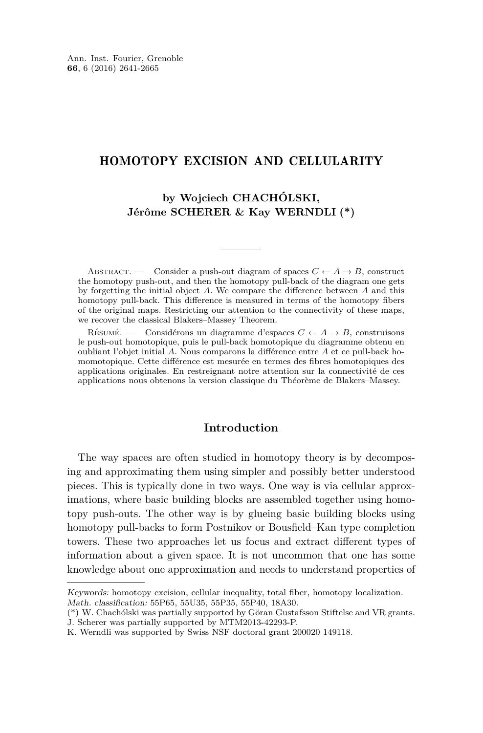# HOMOTOPY EXCISION AND CELLULARITY

**by Wojciech CHACHÓLSKI, Jérôme SCHERER & Kay WERNDLI (\*)**

Abstract. — Consider a push-out diagram of spaces $C \leftarrow A \rightarrow B$, construct the homotopy push-out, and then the homotopy pull-back of the diagram one gets by forgetting the initial object $A$. We compare the difference between $A$ and this homotopy pull-back. This difference is measured in terms of the homotopy fibers of the original maps. Restricting our attention to the connectivity of these maps, we recover the classical Blakers–Massey Theorem.

Résumé. — Considérons un diagramme d'espaces $C \leftarrow A \rightarrow B$, construisons le push-out homotopique, puis le pull-back homotopique du diagramme obtenu en oubliant l'objet initial $A$. Nous comparons la différence entre $A$ et ce pull-back homomotopique. Cette différence est mesurée en termes des fibres homotopiques des applications originales. En restreignant notre attention sur la connectivité de ces applications nous obtenons la version classique du Théorème de Blakers–Massey.

## Introduction

The way spaces are often studied in homotopy theory is by decomposing and approximating them using simpler and possibly better understood pieces. This is typically done in two ways. One way is via cellular approximations, where basic building blocks are assembled together using homotopy push-outs. The other way is by glueing basic building blocks using homotopy pull-backs to form Postnikov or Bousfield–Kan type completion towers. These two approaches let us focus and extract different types of information about a given space. It is not uncommon that one has some knowledge about one approximation and needs to understand properties of

*Keywords:* homotopy excision, cellular inequality, total fiber, homotopy localization.
*Math. classification:* 55P65, 55U35, 55P35, 55P40, 18A30.
(\*) W. Chachólski was partially supported by Göran Gustafsson Stiftelse and VR grants.
J. Scherer was partially supported by MTM2013-42293-P.
K. Werndli was supported by Swiss NSF doctoral grant 200020 149118.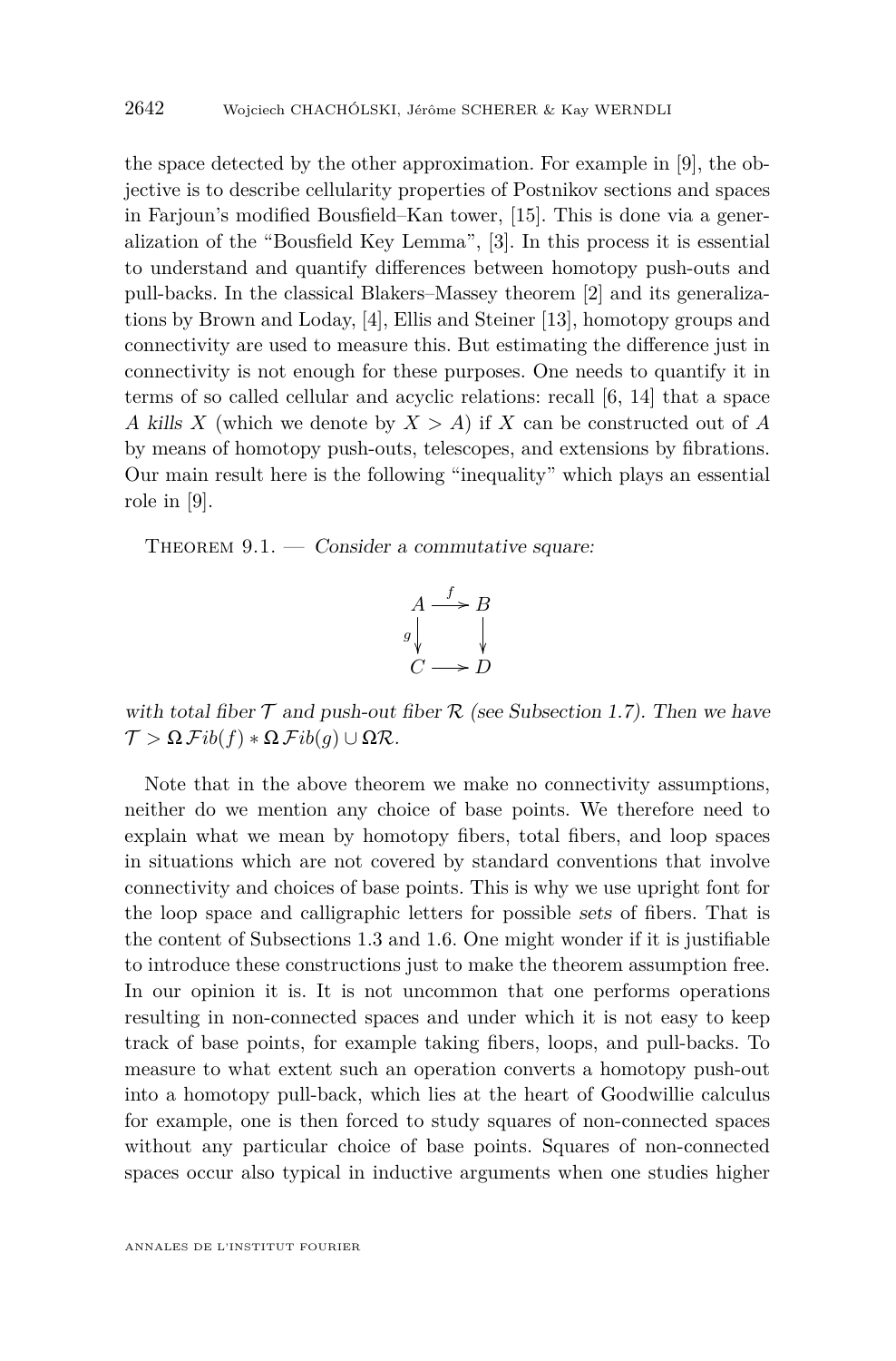the space detected by the other approximation. For example in [9], the objective is to describe cellularity properties of Postnikov sections and spaces in Farjoun's modified Bousfield–Kan tower, [15]. This is done via a generalization of the "Bousfield Key Lemma", [3]. In this process it is essential to understand and quantify differences between homotopy push-outs and pull-backs. In the classical Blakers–Massey theorem [2] and its generalizations by Brown and Loday, [4], Ellis and Steiner [13], homotopy groups and connectivity are used to measure this. But estimating the difference just in connectivity is not enough for these purposes. One needs to quantify it in terms of so called cellular and acyclic relations: recall [6, 14] that a space $A$ *kills* $X$ (which we denote by $X > A$) if $X$ can be constructed out of $A$ by means of homotopy push-outs, telescopes, and extensions by fibrations. Our main result here is the following "inequality" which plays an essential role in [9].

Theorem 9.1. — *Consider a commutative square:*

$$\begin{array}{ccc} A & \xrightarrow{f} & B \\ {\scriptstyle g}\downarrow & & \downarrow \\ C & \longrightarrow & D \end{array}$$

*with total fiber $\mathcal{T}$ and push-out fiber $\mathcal{R}$ (see Subsection 1.7). Then we have $\mathcal{T} > \Omega\,\mathcal{F}ib(f) * \Omega\,\mathcal{F}ib(g) \cup \Omega\mathcal{R}$.*

Note that in the above theorem we make no connectivity assumptions, neither do we mention any choice of base points. We therefore need to explain what we mean by homotopy fibers, total fibers, and loop spaces in situations which are not covered by standard conventions that involve connectivity and choices of base points. This is why we use upright font for the loop space and calligraphic letters for possible *sets* of fibers. That is the content of Subsections 1.3 and 1.6. One might wonder if it is justifiable to introduce these constructions just to make the theorem assumption free. In our opinion it is. It is not uncommon that one performs operations resulting in non-connected spaces and under which it is not easy to keep track of base points, for example taking fibers, loops, and pull-backs. To measure to what extent such an operation converts a homotopy push-out into a homotopy pull-back, which lies at the heart of Goodwillie calculus for example, one is then forced to study squares of non-connected spaces without any particular choice of base points. Squares of non-connected spaces occur also typical in inductive arguments when one studies higher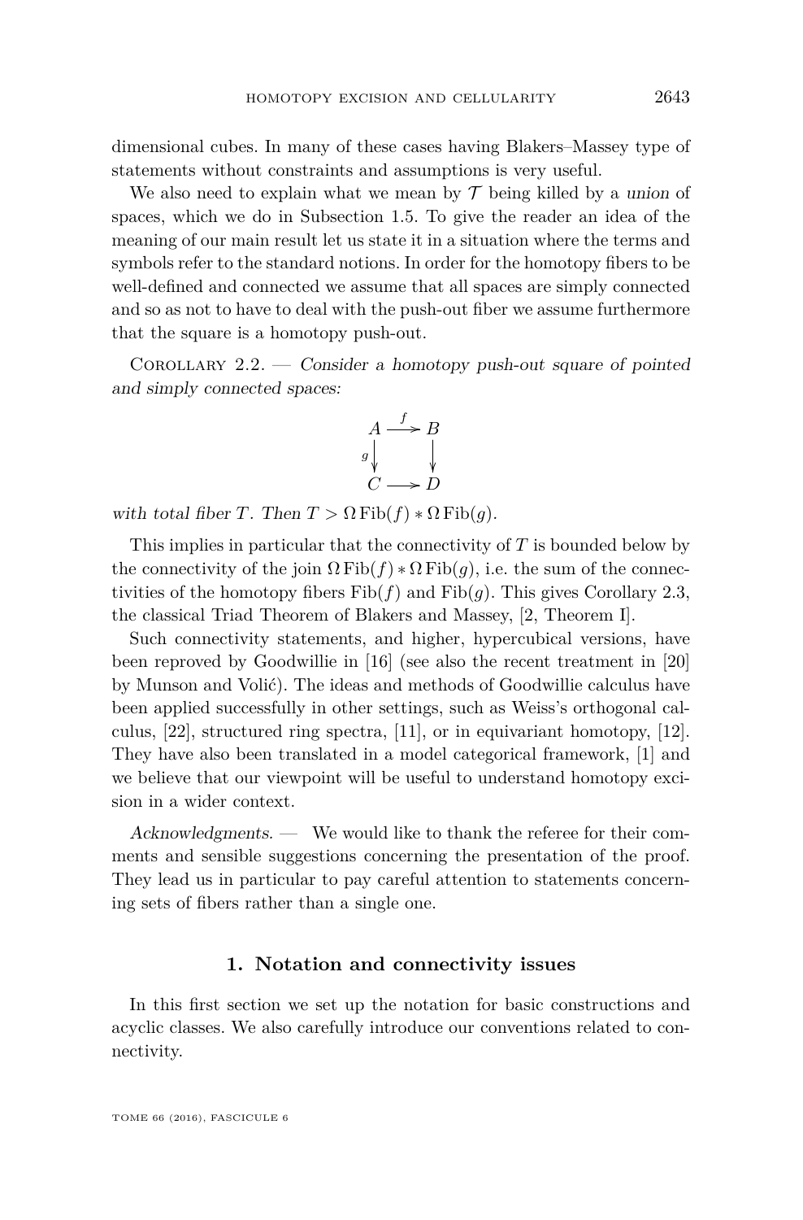dimensional cubes. In many of these cases having Blakers–Massey type of statements without constraints and assumptions is very useful.

We also need to explain what we mean by $\mathcal{T}$ being killed by a *union* of spaces, which we do in Subsection 1.5. To give the reader an idea of the meaning of our main result let us state it in a situation where the terms and symbols refer to the standard notions. In order for the homotopy fibers to be well-defined and connected we assume that all spaces are simply connected and so as not to have to deal with the push-out fiber we assume furthermore that the square is a homotopy push-out.

Corollary 2.2. — *Consider a homotopy push-out square of pointed and simply connected spaces:*

$$\begin{array}{ccc} A & \xrightarrow{f} & B \\ {\scriptstyle g}\downarrow & & \downarrow \\ C & \longrightarrow & D \end{array}$$

*with total fiber $T$. Then $T > \Omega \operatorname{Fib}(f) * \Omega \operatorname{Fib}(g)$.*

This implies in particular that the connectivity of $T$ is bounded below by the connectivity of the join $\Omega \operatorname{Fib}(f) * \Omega \operatorname{Fib}(g)$, i.e. the sum of the connectivities of the homotopy fibers $\operatorname{Fib}(f)$ and $\operatorname{Fib}(g)$. This gives Corollary 2.3, the classical Triad Theorem of Blakers and Massey, [2, Theorem I].

Such connectivity statements, and higher, hypercubical versions, have been reproved by Goodwillie in [16] (see also the recent treatment in [20] by Munson and Volić). The ideas and methods of Goodwillie calculus have been applied successfully in other settings, such as Weiss's orthogonal calculus, [22], structured ring spectra, [11], or in equivariant homotopy, [12]. They have also been translated in a model categorical framework, [1] and we believe that our viewpoint will be useful to understand homotopy excision in a wider context.

*Acknowledgments.* — We would like to thank the referee for their comments and sensible suggestions concerning the presentation of the proof. They lead us in particular to pay careful attention to statements concerning sets of fibers rather than a single one.

## 1. Notation and connectivity issues

In this first section we set up the notation for basic constructions and acyclic classes. We also carefully introduce our conventions related to connectivity.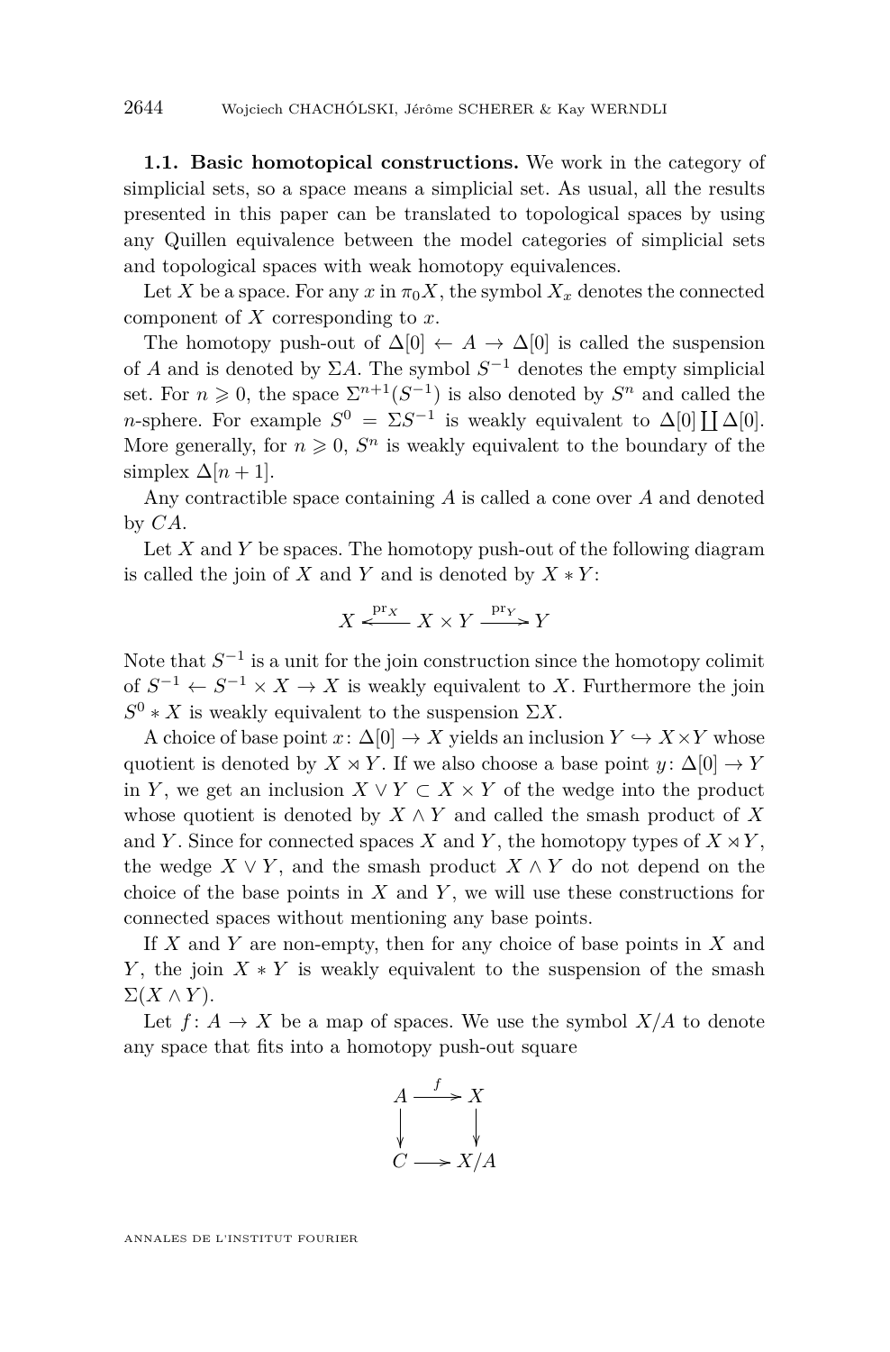**1.1. Basic homotopical constructions.** We work in the category of simplicial sets, so a space means a simplicial set. As usual, all the results presented in this paper can be translated to topological spaces by using any Quillen equivalence between the model categories of simplicial sets and topological spaces with weak homotopy equivalences.

Let $X$ be a space. For any $x$ in $\pi_0 X$, the symbol $X_x$ denotes the connected component of $X$ corresponding to $x$.

The homotopy push-out of $\Delta[0] \leftarrow A \rightarrow \Delta[0]$ is called the suspension of $A$ and is denoted by $\Sigma A$. The symbol $S^{-1}$ denotes the empty simplicial set. For $n \geqslant 0$, the space $\Sigma^{n+1}(S^{-1})$ is also denoted by $S^n$ and called the $n$-sphere. For example $S^0 = \Sigma S^{-1}$ is weakly equivalent to $\Delta[0] \coprod \Delta[0]$. More generally, for $n \geqslant 0$, $S^n$ is weakly equivalent to the boundary of the simplex $\Delta[n+1]$.

Any contractible space containing $A$ is called a cone over $A$ and denoted by $CA$.

Let $X$ and $Y$ be spaces. The homotopy push-out of the following diagram is called the join of $X$ and $Y$ and is denoted by $X * Y$:

$$X \xleftarrow{\mathrm{pr}_X} X \times Y \xrightarrow{\mathrm{pr}_Y} Y$$

Note that $S^{-1}$ is a unit for the join construction since the homotopy colimit of $S^{-1} \leftarrow S^{-1} \times X \rightarrow X$ is weakly equivalent to $X$. Furthermore the join $S^0 * X$ is weakly equivalent to the suspension $\Sigma X$.

A choice of base point $x \colon \Delta[0] \rightarrow X$ yields an inclusion $Y \hookrightarrow X \times Y$ whose quotient is denoted by $X \rtimes Y$. If we also choose a base point $y \colon \Delta[0] \rightarrow Y$ in $Y$, we get an inclusion $X \vee Y \subset X \times Y$ of the wedge into the product whose quotient is denoted by $X \wedge Y$ and called the smash product of $X$ and $Y$. Since for connected spaces $X$ and $Y$, the homotopy types of $X \rtimes Y$, the wedge $X \vee Y$, and the smash product $X \wedge Y$ do not depend on the choice of the base points in $X$ and $Y$, we will use these constructions for connected spaces without mentioning any base points.

If $X$ and $Y$ are non-empty, then for any choice of base points in $X$ and $Y$, the join $X * Y$ is weakly equivalent to the suspension of the smash $\Sigma(X \wedge Y)$.

Let $f \colon A \rightarrow X$ be a map of spaces. We use the symbol $X/A$ to denote any space that fits into a homotopy push-out square

$$\begin{array}{ccc} A & \xrightarrow{f} & X \\ \downarrow & & \downarrow \\ C & \longrightarrow & X/A \end{array}$$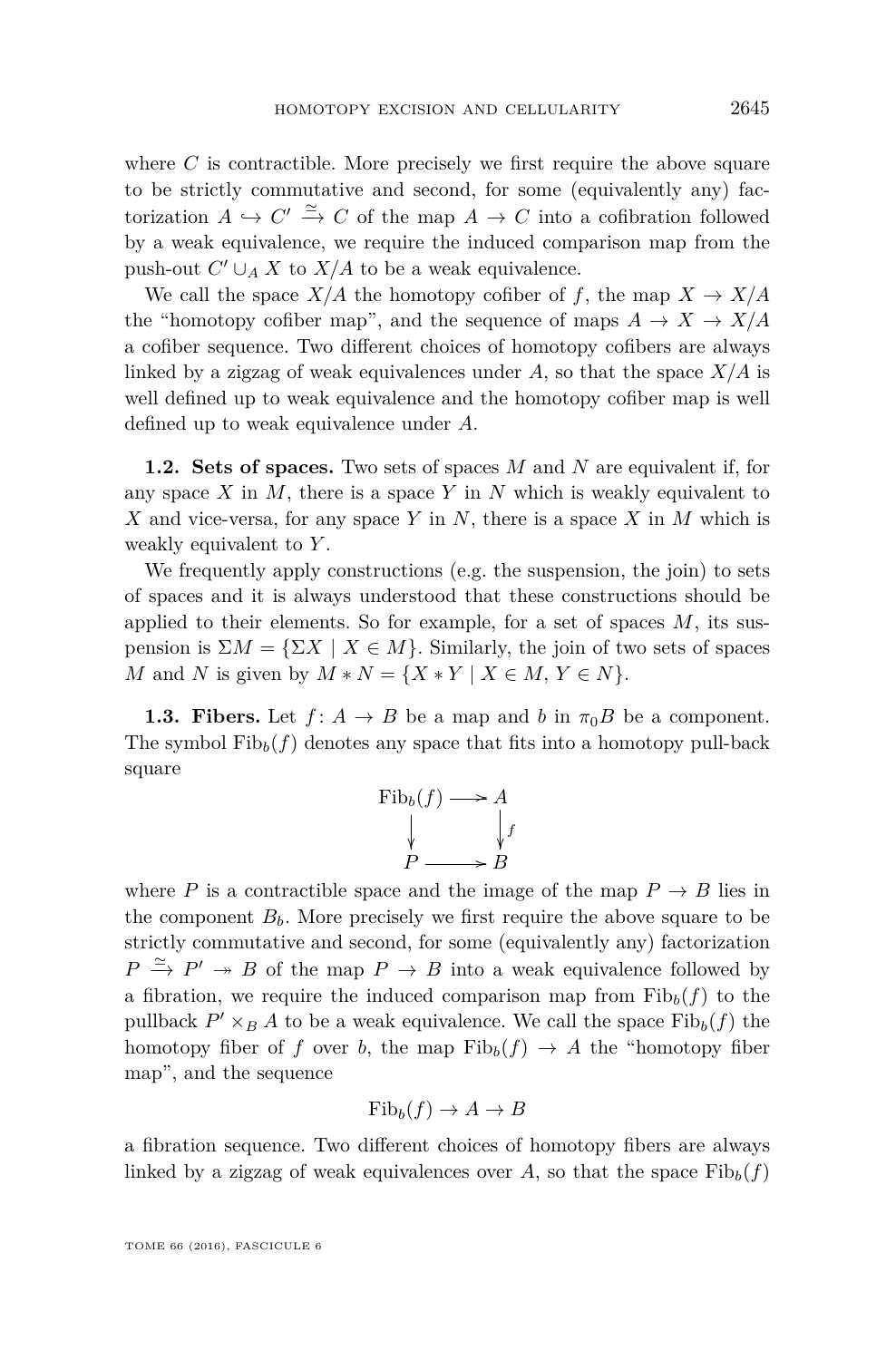where $C$ is contractible. More precisely we first require the above square to be strictly commutative and second, for some (equivalently any) factorization $A \hookrightarrow C' \xrightarrow{\simeq} C$ of the map $A \to C$ into a cofibration followed by a weak equivalence, we require the induced comparison map from the push-out $C' \cup_A X$ to $X/A$ to be a weak equivalence.

We call the space $X/A$ the homotopy cofiber of $f$, the map $X \to X/A$ the "homotopy cofiber map", and the sequence of maps $A \to X \to X/A$ a cofiber sequence. Two different choices of homotopy cofibers are always linked by a zigzag of weak equivalences under $A$, so that the space $X/A$ is well defined up to weak equivalence and the homotopy cofiber map is well defined up to weak equivalence under $A$.

**1.2. Sets of spaces.** Two sets of spaces $M$ and $N$ are equivalent if, for any space $X$ in $M$, there is a space $Y$ in $N$ which is weakly equivalent to $X$ and vice-versa, for any space $Y$ in $N$, there is a space $X$ in $M$ which is weakly equivalent to $Y$.

We frequently apply constructions (e.g. the suspension, the join) to sets of spaces and it is always understood that these constructions should be applied to their elements. So for example, for a set of spaces $M$, its suspension is $\Sigma M = \{\Sigma X \mid X \in M\}$. Similarly, the join of two sets of spaces $M$ and $N$ is given by $M * N = \{X * Y \mid X \in M, Y \in N\}$.

**1.3. Fibers.** Let $f\colon A \to B$ be a map and $b$ in $\pi_0 B$ be a component. The symbol $\mathrm{Fib}_b(f)$ denotes any space that fits into a homotopy pull-back square

$$\begin{array}{ccc} \mathrm{Fib}_b(f) & \longrightarrow & A \\ \downarrow & & \downarrow f \\ P & \longrightarrow & B \end{array}$$

where $P$ is a contractible space and the image of the map $P \to B$ lies in the component $B_b$. More precisely we first require the above square to be strictly commutative and second, for some (equivalently any) factorization $P \xrightarrow{\simeq} P' \twoheadrightarrow B$ of the map $P \to B$ into a weak equivalence followed by a fibration, we require the induced comparison map from $\mathrm{Fib}_b(f)$ to the pullback $P' \times_B A$ to be a weak equivalence. We call the space $\mathrm{Fib}_b(f)$ the homotopy fiber of $f$ over $b$, the map $\mathrm{Fib}_b(f) \to A$ the "homotopy fiber map", and the sequence

$$\mathrm{Fib}_b(f) \to A \to B$$

a fibration sequence. Two different choices of homotopy fibers are always linked by a zigzag of weak equivalences over $A$, so that the space $\mathrm{Fib}_b(f)$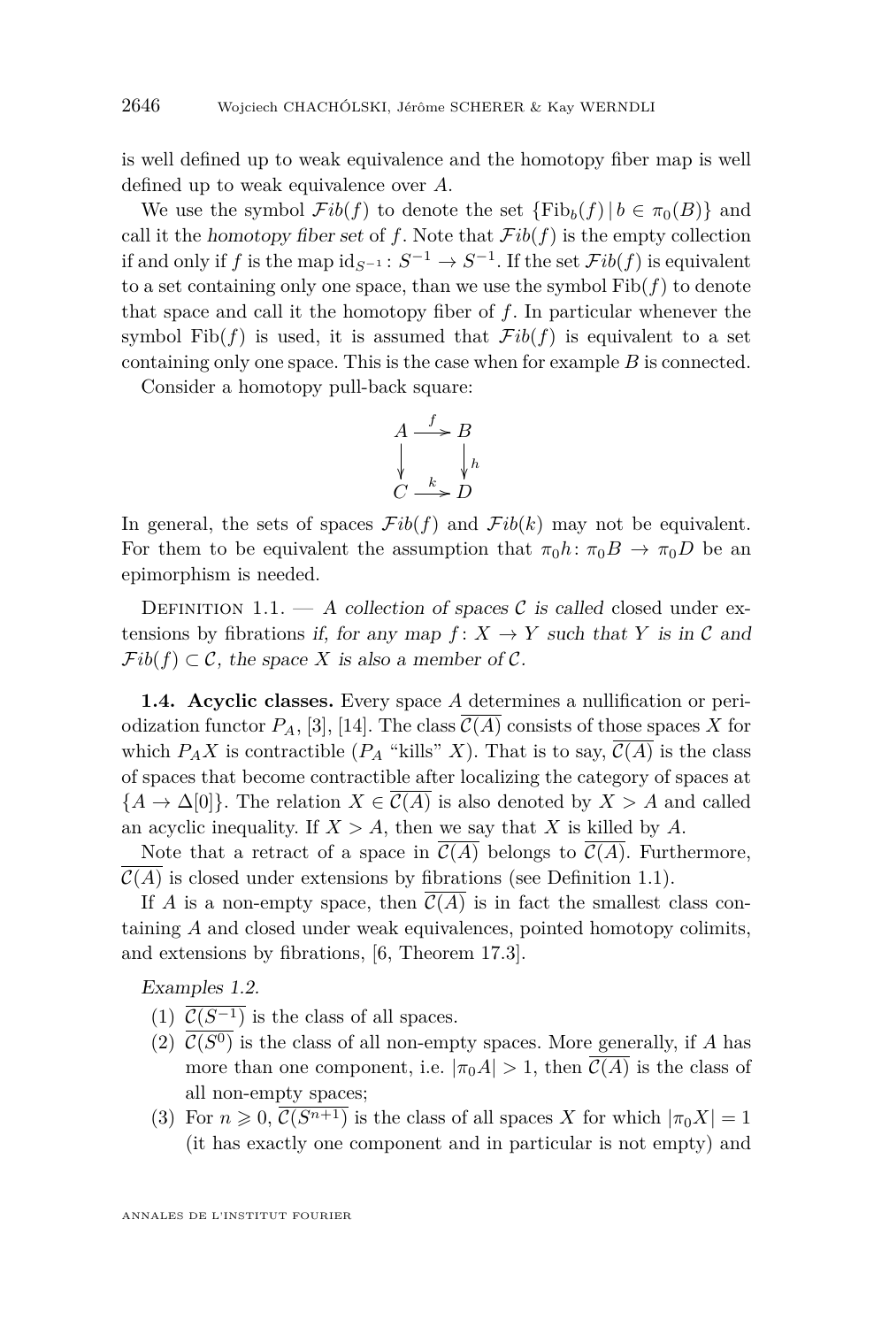is well defined up to weak equivalence and the homotopy fiber map is well defined up to weak equivalence over $A$.

We use the symbol $\mathcal{F}ib(f)$ to denote the set $\{\mathrm{Fib}_b(f) \,|\, b \in \pi_0(B)\}$ and call it the *homotopy fiber set* of $f$. Note that $\mathcal{F}ib(f)$ is the empty collection if and only if $f$ is the map $\mathrm{id}_{S^{-1}} \colon S^{-1} \to S^{-1}$. If the set $\mathcal{F}ib(f)$ is equivalent to a set containing only one space, than we use the symbol $\mathrm{Fib}(f)$ to denote that space and call it the homotopy fiber of $f$. In particular whenever the symbol $\mathrm{Fib}(f)$ is used, it is assumed that $\mathcal{F}ib(f)$ is equivalent to a set containing only one space. This is the case when for example $B$ is connected.

Consider a homotopy pull-back square:

$$\begin{array}{ccc} A & \xrightarrow{f} & B \\ \downarrow & & \downarrow h \\ C & \xrightarrow{k} & D \end{array}$$

In general, the sets of spaces $\mathcal{F}ib(f)$ and $\mathcal{F}ib(k)$ may not be equivalent. For them to be equivalent the assumption that $\pi_0 h \colon \pi_0 B \to \pi_0 D$ be an epimorphism is needed.

Definition 1.1. — *A collection of spaces $\mathcal{C}$ is called* closed under extensions by fibrations *if, for any map $f \colon X \to Y$ such that $Y$ is in $\mathcal{C}$ and $\mathcal{F}ib(f) \subset \mathcal{C}$, the space $X$ is also a member of $\mathcal{C}$.*

**1.4. Acyclic classes.** Every space $A$ determines a nullification or periodization functor $P_A$, [3], [14]. The class $\overline{\mathcal{C}(A)}$ consists of those spaces $X$ for which $P_A X$ is contractible ($P_A$ "kills" $X$). That is to say, $\overline{\mathcal{C}(A)}$ is the class of spaces that become contractible after localizing the category of spaces at $\{A \to \Delta[0]\}$. The relation $X \in \overline{\mathcal{C}(A)}$ is also denoted by $X > A$ and called an acyclic inequality. If $X > A$, then we say that $X$ is killed by $A$.

Note that a retract of a space in $\overline{\mathcal{C}(A)}$ belongs to $\overline{\mathcal{C}(A)}$. Furthermore, $\overline{\mathcal{C}(A)}$ is closed under extensions by fibrations (see Definition 1.1).

If $A$ is a non-empty space, then $\overline{\mathcal{C}(A)}$ is in fact the smallest class containing $A$ and closed under weak equivalences, pointed homotopy colimits, and extensions by fibrations, [6, Theorem 17.3].

*Examples 1.2.*

1. $\overline{\mathcal{C}(S^{-1})}$ is the class of all spaces.
2. $\overline{\mathcal{C}(S^{0})}$ is the class of all non-empty spaces. More generally, if $A$ has more than one component, i.e. $|\pi_0 A| > 1$, then $\overline{\mathcal{C}(A)}$ is the class of all non-empty spaces;
3. For $n \geqslant 0$, $\overline{\mathcal{C}(S^{n+1})}$ is the class of all spaces $X$ for which $|\pi_0 X| = 1$ (it has exactly one component and in particular is not empty) and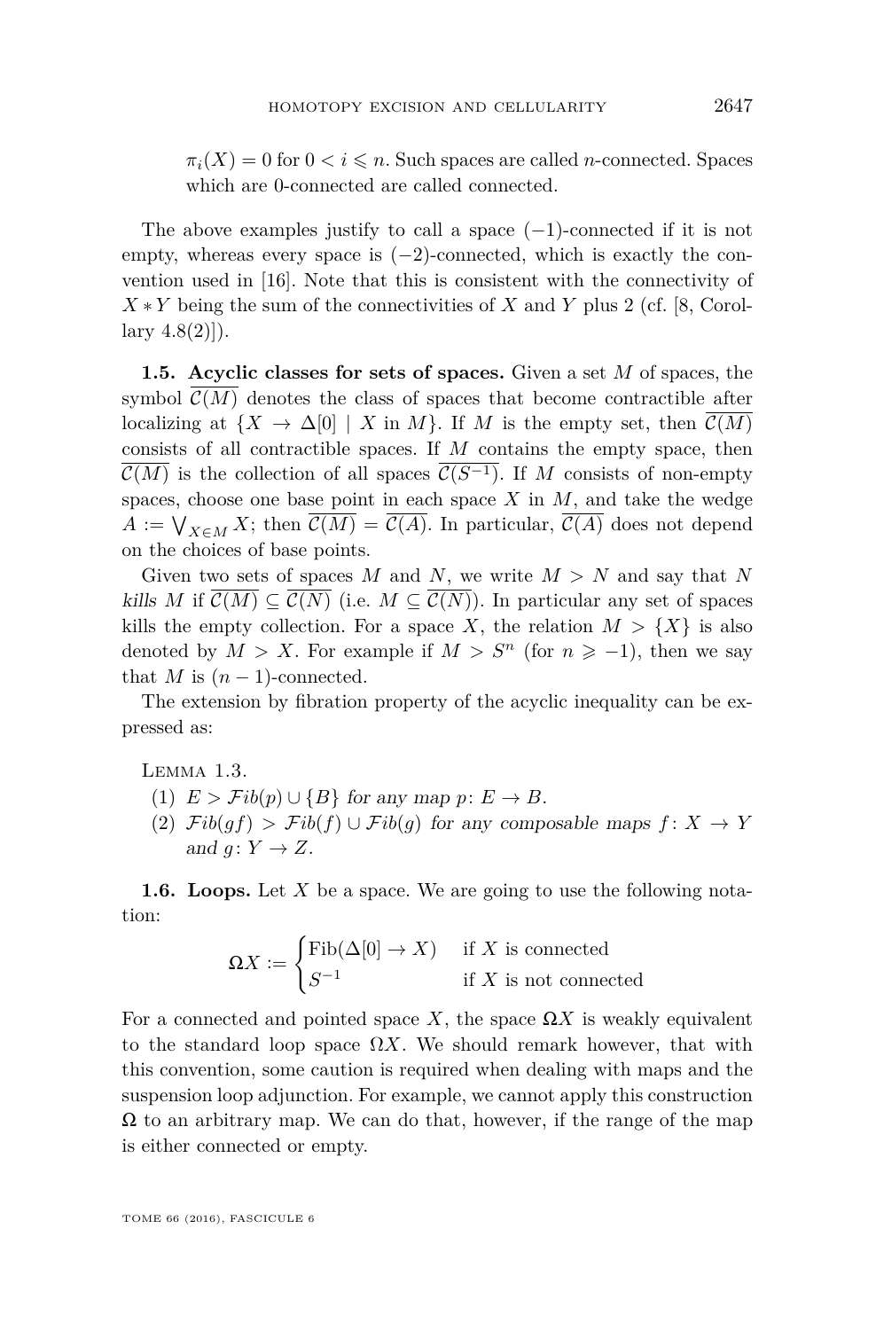$\pi_i(X) = 0$ for $0 < i \leqslant n$. Such spaces are called $n$-connected. Spaces which are 0-connected are called connected.

The above examples justify to call a space $(-1)$-connected if it is not empty, whereas every space is $(-2)$-connected, which is exactly the convention used in [16]. Note that this is consistent with the connectivity of $X * Y$ being the sum of the connectivities of $X$ and $Y$ plus 2 (cf. [8, Corollary 4.8(2)]).

**1.5. Acyclic classes for sets of spaces.** Given a set $M$ of spaces, the symbol $\overline{\mathcal{C}(M)}$ denotes the class of spaces that become contractible after localizing at $\{X \to \Delta[0] \mid X \text{ in } M\}$. If $M$ is the empty set, then $\overline{\mathcal{C}(M)}$ consists of all contractible spaces. If $M$ contains the empty space, then $\overline{\mathcal{C}(M)}$ is the collection of all spaces $\overline{\mathcal{C}(S^{-1})}$. If $M$ consists of non-empty spaces, choose one base point in each space $X$ in $M$, and take the wedge $A := \bigvee_{X \in M} X$; then $\overline{\mathcal{C}(M)} = \overline{\mathcal{C}(A)}$. In particular, $\overline{\mathcal{C}(A)}$ does not depend on the choices of base points.

Given two sets of spaces $M$ and $N$, we write $M > N$ and say that $N$ *kills* $M$ if $\overline{\mathcal{C}(M)} \subseteq \overline{\mathcal{C}(N)}$ (i.e. $M \subseteq \overline{\mathcal{C}(N)}$). In particular any set of spaces kills the empty collection. For a space $X$, the relation $M > \{X\}$ is also denoted by $M > X$. For example if $M > S^n$ (for $n \geqslant -1$), then we say that $M$ is $(n-1)$-connected.

The extension by fibration property of the acyclic inequality can be expressed as:

Lemma 1.3.

1. *$E > \mathcal{F}ib(p) \cup \{B\}$ for any map $p\colon E \to B$.*
2. *$\mathcal{F}ib(gf) > \mathcal{F}ib(f) \cup \mathcal{F}ib(g)$ for any composable maps $f\colon X \to Y$ and $g\colon Y \to Z$.*

**1.6. Loops.** Let $X$ be a space. We are going to use the following notation:

$$\boldsymbol{\Omega} X := \begin{cases} \mathrm{Fib}(\Delta[0] \to X) & \text{if } X \text{ is connected} \\ S^{-1} & \text{if } X \text{ is not connected} \end{cases}$$

For a connected and pointed space $X$, the space $\boldsymbol{\Omega} X$ is weakly equivalent to the standard loop space $\Omega X$. We should remark however, that with this convention, some caution is required when dealing with maps and the suspension loop adjunction. For example, we cannot apply this construction $\boldsymbol{\Omega}$ to an arbitrary map. We can do that, however, if the range of the map is either connected or empty.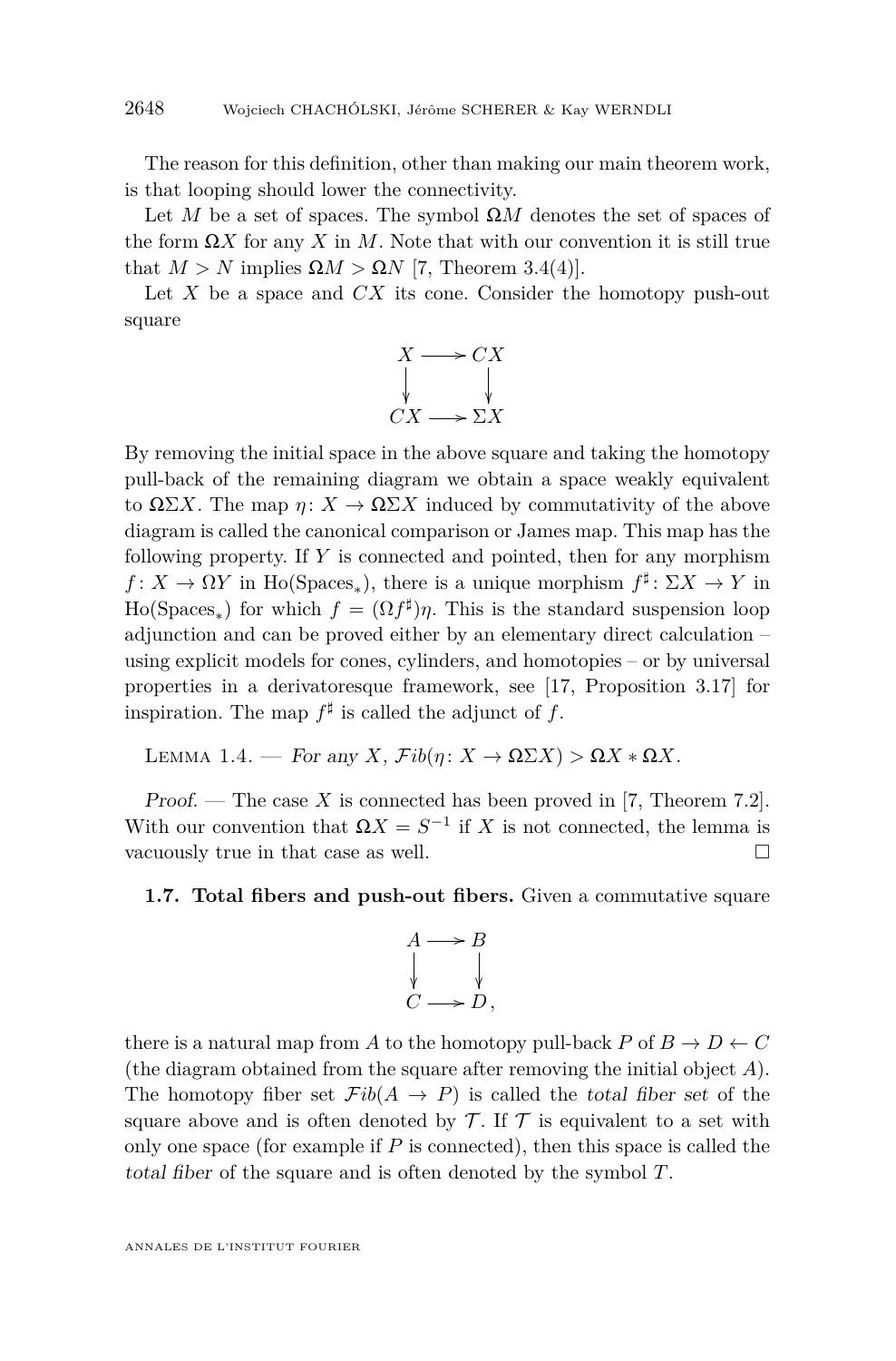The reason for this definition, other than making our main theorem work, is that looping should lower the connectivity.

Let $M$ be a set of spaces. The symbol $\mathbf{\Omega} M$ denotes the set of spaces of the form $\mathbf{\Omega} X$ for any $X$ in $M$. Note that with our convention it is still true that $M > N$ implies $\mathbf{\Omega} M > \mathbf{\Omega} N$ [7, Theorem 3.4(4)].

Let $X$ be a space and $CX$ its cone. Consider the homotopy push-out square

$$\begin{array}{ccc} X & \longrightarrow & CX \\ \downarrow & & \downarrow \\ CX & \longrightarrow & \Sigma X \end{array}$$

By removing the initial space in the above square and taking the homotopy pull-back of the remaining diagram we obtain a space weakly equivalent to $\mathbf{\Omega}\Sigma X$. The map $\eta \colon X \to \mathbf{\Omega}\Sigma X$ induced by commutativity of the above diagram is called the canonical comparison or James map. This map has the following property. If $Y$ is connected and pointed, then for any morphism $f \colon X \to \Omega Y$ in $\mathrm{Ho}(\mathrm{Spaces}_*)$, there is a unique morphism $f^\sharp \colon \Sigma X \to Y$ in $\mathrm{Ho}(\mathrm{Spaces}_*)$ for which $f = (\Omega f^\sharp)\eta$. This is the standard suspension loop adjunction and can be proved either by an elementary direct calculation – using explicit models for cones, cylinders, and homotopies – or by universal properties in a derivatoresque framework, see [17, Proposition 3.17] for inspiration. The map $f^\sharp$ is called the adjunct of $f$.

Lemma 1.4. — *For any $X$, $\mathcal{F}ib(\eta \colon X \to \mathbf{\Omega}\Sigma X) > \mathbf{\Omega} X * \mathbf{\Omega} X$.*

*Proof.* — The case $X$ is connected has been proved in [7, Theorem 7.2]. With our convention that $\mathbf{\Omega} X = S^{-1}$ if $X$ is not connected, the lemma is vacuously true in that case as well. □

**1.7. Total fibers and push-out fibers.** Given a commutative square

$$\begin{array}{ccc} A & \longrightarrow & B \\ \downarrow & & \downarrow \\ C & \longrightarrow & D, \end{array}$$

there is a natural map from $A$ to the homotopy pull-back $P$ of $B \to D \leftarrow C$ (the diagram obtained from the square after removing the initial object $A$). The homotopy fiber set $\mathcal{F}ib(A \to P)$ is called the *total fiber set* of the square above and is often denoted by $\mathcal{T}$. If $\mathcal{T}$ is equivalent to a set with only one space (for example if $P$ is connected), then this space is called the *total fiber* of the square and is often denoted by the symbol $T$.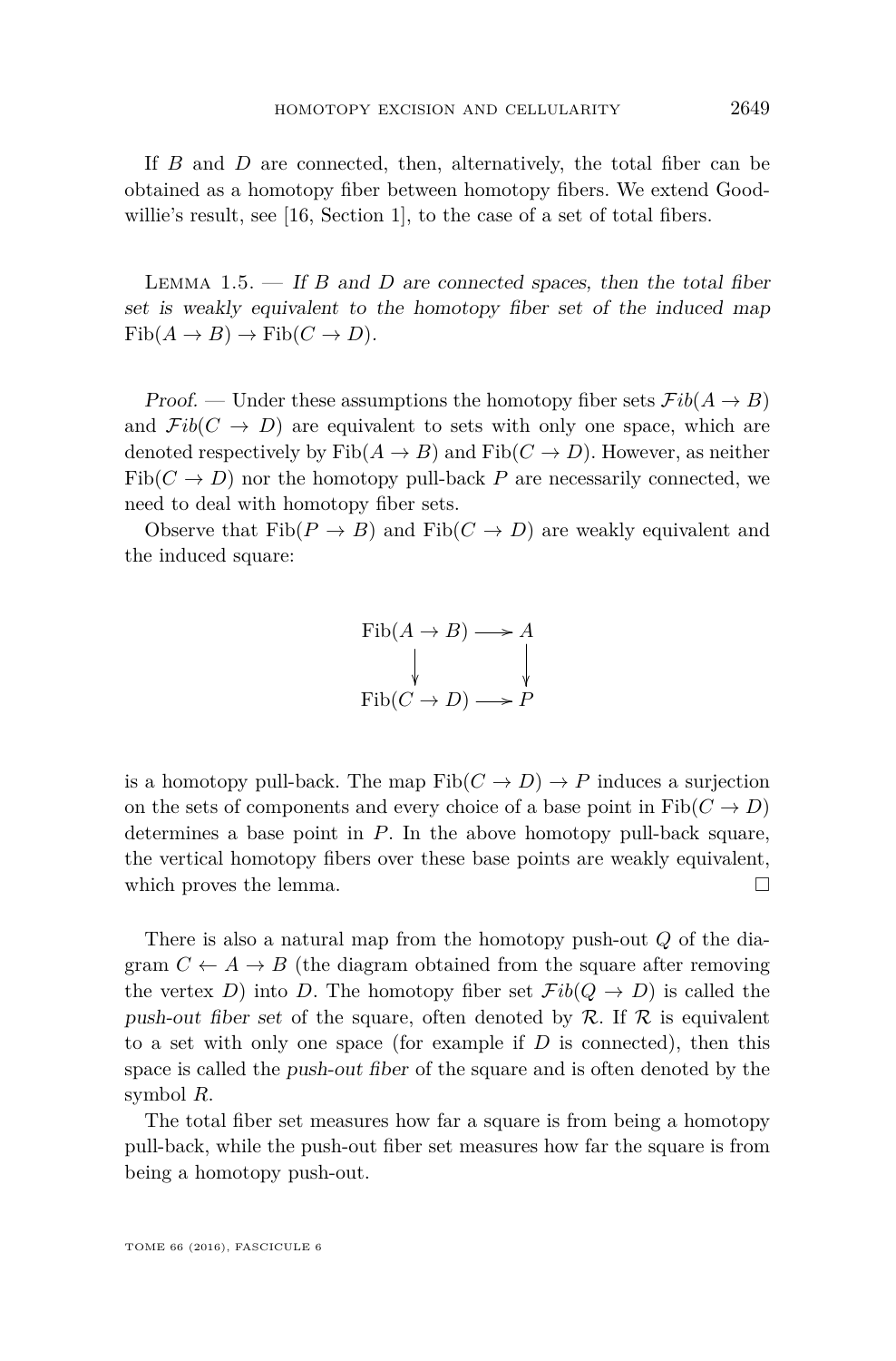If $B$ and $D$ are connected, then, alternatively, the total fiber can be obtained as a homotopy fiber between homotopy fibers. We extend Goodwillie's result, see [16, Section 1], to the case of a set of total fibers.

Lemma 1.5. — *If $B$ and $D$ are connected spaces, then the total fiber set is weakly equivalent to the homotopy fiber set of the induced map $\mathrm{Fib}(A \to B) \to \mathrm{Fib}(C \to D)$.*

*Proof.* — Under these assumptions the homotopy fiber sets $\mathcal{F}ib(A \to B)$ and $\mathcal{F}ib(C \to D)$ are equivalent to sets with only one space, which are denoted respectively by $\mathrm{Fib}(A \to B)$ and $\mathrm{Fib}(C \to D)$. However, as neither $\mathrm{Fib}(C \to D)$ nor the homotopy pull-back $P$ are necessarily connected, we need to deal with homotopy fiber sets.

Observe that $\mathrm{Fib}(P \to B)$ and $\mathrm{Fib}(C \to D)$ are weakly equivalent and the induced square:

$$\begin{array}{ccc} \mathrm{Fib}(A \to B) & \longrightarrow & A \\ \downarrow & & \downarrow \\ \mathrm{Fib}(C \to D) & \longrightarrow & P \end{array}$$

is a homotopy pull-back. The map $\mathrm{Fib}(C \to D) \to P$ induces a surjection on the sets of components and every choice of a base point in $\mathrm{Fib}(C \to D)$ determines a base point in $P$. In the above homotopy pull-back square, the vertical homotopy fibers over these base points are weakly equivalent, which proves the lemma. $\square$

There is also a natural map from the homotopy push-out $Q$ of the diagram $C \leftarrow A \to B$ (the diagram obtained from the square after removing the vertex $D$) into $D$. The homotopy fiber set $\mathcal{F}ib(Q \to D)$ is called the *push-out fiber set* of the square, often denoted by $\mathcal{R}$. If $\mathcal{R}$ is equivalent to a set with only one space (for example if $D$ is connected), then this space is called the *push-out fiber* of the square and is often denoted by the symbol $R$.

The total fiber set measures how far a square is from being a homotopy pull-back, while the push-out fiber set measures how far the square is from being a homotopy push-out.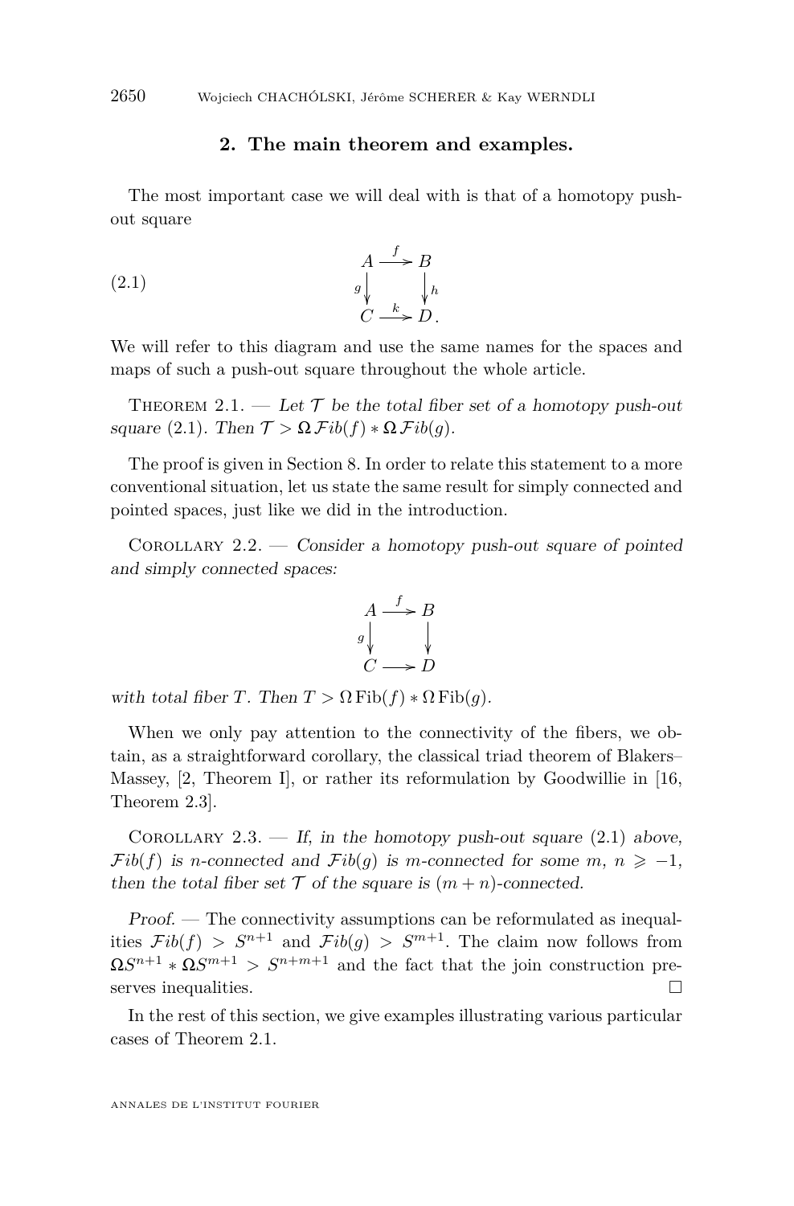## 2. The main theorem and examples.

The most important case we will deal with is that of a homotopy push-out square

$$
\begin{array}{ccc}
A & \xrightarrow{f} & B \\
{\scriptstyle g}\downarrow & & \downarrow{\scriptstyle h} \\
C & \xrightarrow{k} & D.
\end{array}
\tag{2.1}
$$

We will refer to this diagram and use the same names for the spaces and maps of such a push-out square throughout the whole article.

Theorem 2.1. — *Let $\mathcal{T}$ be the total fiber set of a homotopy push-out square* (2.1)*. Then $\mathcal{T} > \Omega\,\mathcal{F}ib(f) * \Omega\,\mathcal{F}ib(g)$.*

The proof is given in Section 8. In order to relate this statement to a more conventional situation, let us state the same result for simply connected and pointed spaces, just like we did in the introduction.

Corollary 2.2. — *Consider a homotopy push-out square of pointed and simply connected spaces:*

$$
\begin{array}{ccc}
A & \xrightarrow{f} & B \\
{\scriptstyle g}\downarrow & & \downarrow \\
C & \longrightarrow & D
\end{array}
$$

*with total fiber $T$. Then $T > \Omega\,\mathrm{Fib}(f) * \Omega\,\mathrm{Fib}(g)$.*

When we only pay attention to the connectivity of the fibers, we obtain, as a straightforward corollary, the classical triad theorem of Blakers–Massey, [2, Theorem I], or rather its reformulation by Goodwillie in [16, Theorem 2.3].

Corollary 2.3. — *If, in the homotopy push-out square* (2.1) *above, $\mathcal{F}ib(f)$ is $n$-connected and $\mathcal{F}ib(g)$ is $m$-connected for some $m,\, n \geqslant -1$, then the total fiber set $\mathcal{T}$ of the square is $(m+n)$-connected.*

*Proof.* — The connectivity assumptions can be reformulated as inequalities $\mathcal{F}ib(f) > S^{n+1}$ and $\mathcal{F}ib(g) > S^{m+1}$. The claim now follows from $\Omega S^{n+1} * \Omega S^{m+1} > S^{n+m+1}$ and the fact that the join construction preserves inequalities. $\square$

In the rest of this section, we give examples illustrating various particular cases of Theorem 2.1.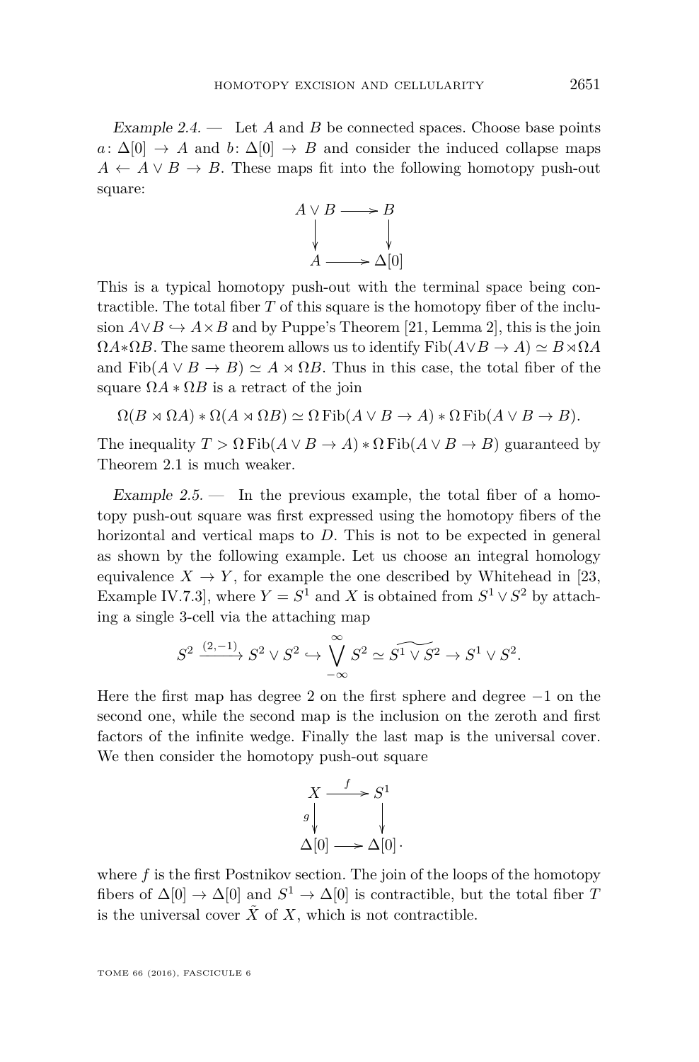*Example 2.4.* — Let $A$ and $B$ be connected spaces. Choose base points $a\colon \Delta[0] \to A$ and $b\colon \Delta[0] \to B$ and consider the induced collapse maps $A \leftarrow A \vee B \to B$. These maps fit into the following homotopy push-out square:

$$\begin{array}{ccc} A \vee B & \longrightarrow & B \\ \downarrow & & \downarrow \\ A & \longrightarrow & \Delta[0] \end{array}$$

This is a typical homotopy push-out with the terminal space being contractible. The total fiber $T$ of this square is the homotopy fiber of the inclusion $A \vee B \hookrightarrow A \times B$ and by Puppe's Theorem [21, Lemma 2], this is the join $\Omega A * \Omega B$. The same theorem allows us to identify $\mathrm{Fib}(A \vee B \to A) \simeq B \rtimes \Omega A$ and $\mathrm{Fib}(A \vee B \to B) \simeq A \rtimes \Omega B$. Thus in this case, the total fiber of the square $\Omega A * \Omega B$ is a retract of the join

$$\Omega(B \rtimes \Omega A) * \Omega(A \rtimes \Omega B) \simeq \Omega\,\mathrm{Fib}(A \vee B \to A) * \Omega\,\mathrm{Fib}(A \vee B \to B).$$

The inequality $T > \Omega\,\mathrm{Fib}(A \vee B \to A) * \Omega\,\mathrm{Fib}(A \vee B \to B)$ guaranteed by Theorem 2.1 is much weaker.

*Example 2.5.* — In the previous example, the total fiber of a homotopy push-out square was first expressed using the homotopy fibers of the horizontal and vertical maps to $D$. This is not to be expected in general as shown by the following example. Let us choose an integral homology equivalence $X \to Y$, for example the one described by Whitehead in [23, Example IV.7.3], where $Y = S^1$ and $X$ is obtained from $S^1 \vee S^2$ by attaching a single 3-cell via the attaching map

$$S^2 \xrightarrow{(2,-1)} S^2 \vee S^2 \hookrightarrow \bigvee_{-\infty}^{\infty} S^2 \simeq \widetilde{S^1 \vee S^2} \to S^1 \vee S^2.$$

Here the first map has degree 2 on the first sphere and degree $-1$ on the second one, while the second map is the inclusion on the zeroth and first factors of the infinite wedge. Finally the last map is the universal cover. We then consider the homotopy push-out square

$$\begin{array}{ccc} X & \xrightarrow{f} & S^1 \\ {\scriptstyle g}\downarrow & & \downarrow \\ \Delta[0] & \longrightarrow & \Delta[0]\,. \end{array}$$

where $f$ is the first Postnikov section. The join of the loops of the homotopy fibers of $\Delta[0] \to \Delta[0]$ and $S^1 \to \Delta[0]$ is contractible, but the total fiber $T$ is the universal cover $\tilde{X}$ of $X$, which is not contractible.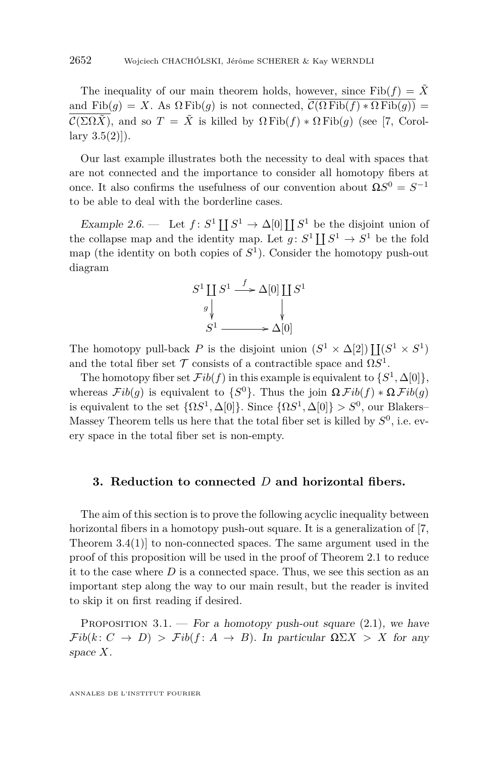The inequality of our main theorem holds, however, since $\mathrm{Fib}(f) = \tilde{X}$ and $\mathrm{Fib}(g) = X$. As $\Omega\,\mathrm{Fib}(g)$ is not connected, $\overline{\mathcal{C}(\Omega\,\mathrm{Fib}(f) * \Omega\,\mathrm{Fib}(g))} = \overline{\mathcal{C}(\Sigma\Omega\tilde{X})}$, and so $T = \tilde{X}$ is killed by $\Omega\,\mathrm{Fib}(f) * \Omega\,\mathrm{Fib}(g)$ (see [7, Corollary 3.5(2)]).

Our last example illustrates both the necessity to deal with spaces that are not connected and the importance to consider all homotopy fibers at once. It also confirms the usefulness of our convention about $\Omega S^0 = S^{-1}$ to be able to deal with the borderline cases.

*Example 2.6.* — Let $f\colon S^1 \coprod S^1 \to \Delta[0] \coprod S^1$ be the disjoint union of the collapse map and the identity map. Let $g\colon S^1 \coprod S^1 \to S^1$ be the fold map (the identity on both copies of $S^1$). Consider the homotopy push-out diagram

$$\begin{array}{ccc} S^1 \coprod S^1 & \xrightarrow{f} & \Delta[0] \coprod S^1 \\ {\scriptstyle g}\downarrow & & \downarrow \\ S^1 & \longrightarrow & \Delta[0] \end{array}$$

The homotopy pull-back $P$ is the disjoint union $(S^1 \times \Delta[2]) \coprod (S^1 \times S^1)$ and the total fiber set $\mathcal{T}$ consists of a contractible space and $\Omega S^1$.

The homotopy fiber set $\mathcal{F}ib(f)$ in this example is equivalent to $\{S^1, \Delta[0]\}$, whereas $\mathcal{F}ib(g)$ is equivalent to $\{S^0\}$. Thus the join $\Omega\,\mathcal{F}ib(f) * \Omega\,\mathcal{F}ib(g)$ is equivalent to the set $\{\Omega S^1, \Delta[0]\}$. Since $\{\Omega S^1, \Delta[0]\} > S^0$, our Blakers–Massey Theorem tells us here that the total fiber set is killed by $S^0$, i.e. every space in the total fiber set is non-empty.

## 3. Reduction to connected $D$ and horizontal fibers.

The aim of this section is to prove the following acyclic inequality between horizontal fibers in a homotopy push-out square. It is a generalization of [7, Theorem 3.4(1)] to non-connected spaces. The same argument used in the proof of this proposition will be used in the proof of Theorem 2.1 to reduce it to the case where $D$ is a connected space. Thus, we see this section as an important step along the way to our main result, but the reader is invited to skip it on first reading if desired.

Proposition 3.1. — *For a homotopy push-out square* (2.1)*, we have* $\mathcal{F}ib(k\colon C \to D) > \mathcal{F}ib(f\colon A \to B)$*. In particular* $\Omega\Sigma X > X$ *for any space* $X$*.*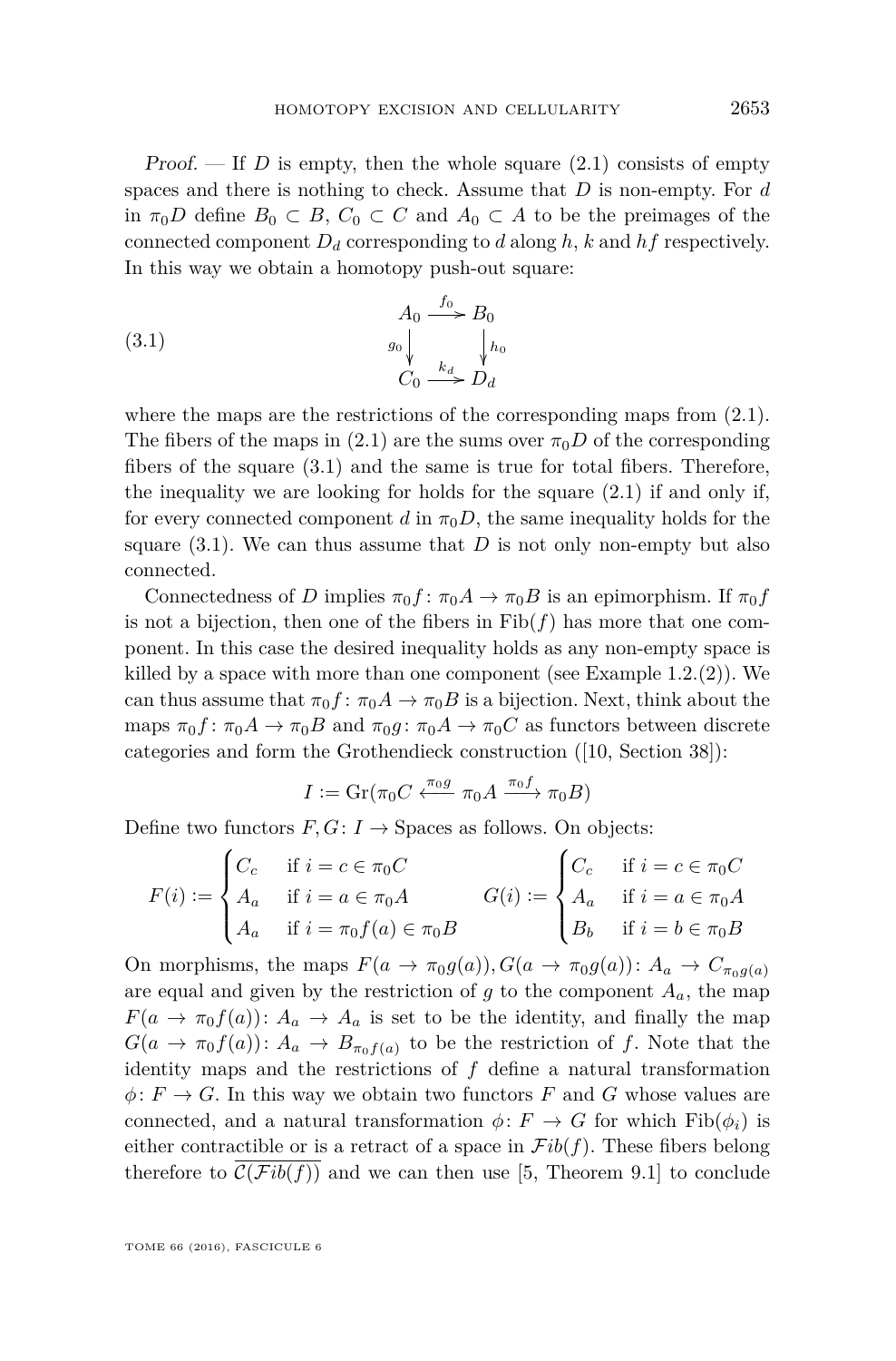*Proof.* — If $D$ is empty, then the whole square (2.1) consists of empty spaces and there is nothing to check. Assume that $D$ is non-empty. For $d$ in $\pi_0 D$ define $B_0 \subset B$, $C_0 \subset C$ and $A_0 \subset A$ to be the preimages of the connected component $D_d$ corresponding to $d$ along $h$, $k$ and $hf$ respectively. In this way we obtain a homotopy push-out square:

$$\begin{array}{ccc} A_0 & \xrightarrow{f_0} & B_0 \\ {\scriptstyle g_0}\downarrow & & \downarrow{\scriptstyle h_0} \\ C_0 & \xrightarrow{k_d} & D_d \end{array} \tag{3.1}$$

where the maps are the restrictions of the corresponding maps from (2.1). The fibers of the maps in (2.1) are the sums over $\pi_0 D$ of the corresponding fibers of the square (3.1) and the same is true for total fibers. Therefore, the inequality we are looking for holds for the square (2.1) if and only if, for every connected component $d$ in $\pi_0 D$, the same inequality holds for the square (3.1). We can thus assume that $D$ is not only non-empty but also connected.

Connectedness of $D$ implies $\pi_0 f\colon \pi_0 A \to \pi_0 B$ is an epimorphism. If $\pi_0 f$ is not a bijection, then one of the fibers in $\mathrm{Fib}(f)$ has more that one component. In this case the desired inequality holds as any non-empty space is killed by a space with more than one component (see Example 1.2.(2)). We can thus assume that $\pi_0 f\colon \pi_0 A \to \pi_0 B$ is a bijection. Next, think about the maps $\pi_0 f\colon \pi_0 A \to \pi_0 B$ and $\pi_0 g\colon \pi_0 A \to \pi_0 C$ as functors between discrete categories and form the Grothendieck construction ([10, Section 38]):

$$I := \mathrm{Gr}(\pi_0 C \xleftarrow{\pi_0 g} \pi_0 A \xrightarrow{\pi_0 f} \pi_0 B)$$

Define two functors $F, G\colon I \to \mathrm{Spaces}$ as follows. On objects:

$$F(i) := \begin{cases} C_c & \text{if } i = c \in \pi_0 C \\ A_a & \text{if } i = a \in \pi_0 A \\ A_a & \text{if } i = \pi_0 f(a) \in \pi_0 B \end{cases} \qquad G(i) := \begin{cases} C_c & \text{if } i = c \in \pi_0 C \\ A_a & \text{if } i = a \in \pi_0 A \\ B_b & \text{if } i = b \in \pi_0 B \end{cases}$$

On morphisms, the maps $F(a \to \pi_0 g(a)), G(a \to \pi_0 g(a))\colon A_a \to C_{\pi_0 g(a)}$ are equal and given by the restriction of $g$ to the component $A_a$, the map $F(a \to \pi_0 f(a))\colon A_a \to A_a$ is set to be the identity, and finally the map $G(a \to \pi_0 f(a))\colon A_a \to B_{\pi_0 f(a)}$ to be the restriction of $f$. Note that the identity maps and the restrictions of $f$ define a natural transformation $\phi\colon F \to G$. In this way we obtain two functors $F$ and $G$ whose values are connected, and a natural transformation $\phi\colon F \to G$ for which $\mathrm{Fib}(\phi_i)$ is either contractible or is a retract of a space in $\mathcal{F}ib(f)$. These fibers belong therefore to $\overline{\mathcal{C}(\mathcal{F}ib(f))}$ and we can then use [5, Theorem 9.1] to conclude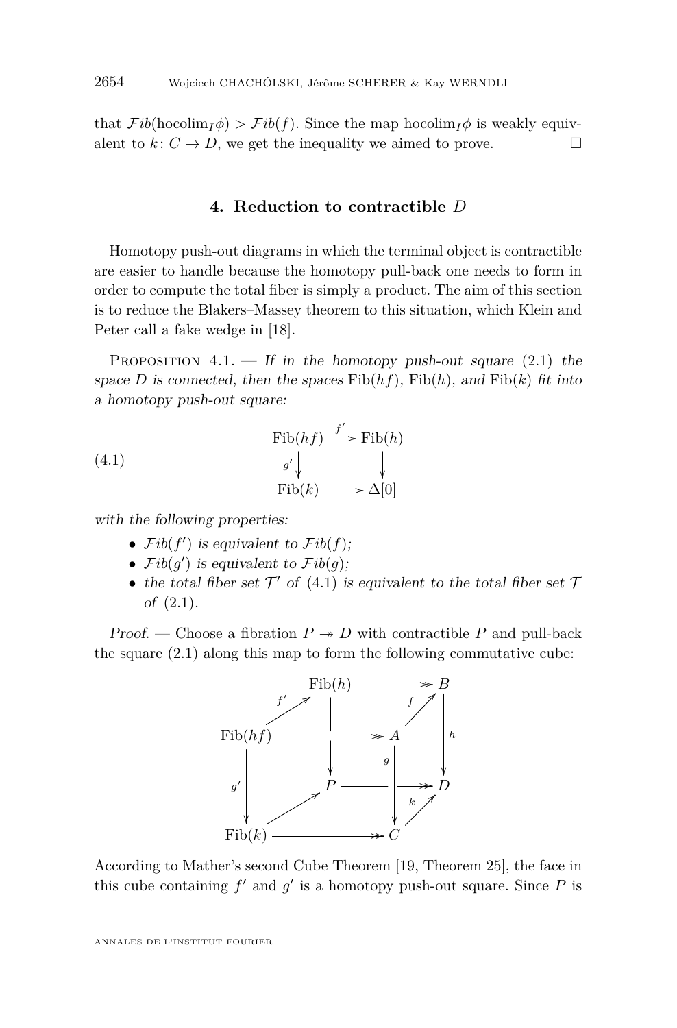that $\mathcal{F}ib(\mathrm{hocolim}_I \phi) > \mathcal{F}ib(f)$. Since the map $\mathrm{hocolim}_I \phi$ is weakly equivalent to $k\colon C \to D$, we get the inequality we aimed to prove. □

## 4. Reduction to contractible $D$

Homotopy push-out diagrams in which the terminal object is contractible are easier to handle because the homotopy pull-back one needs to form in order to compute the total fiber is simply a product. The aim of this section is to reduce the Blakers–Massey theorem to this situation, which Klein and Peter call a fake wedge in [18].

Proposition 4.1. — *If in the homotopy push-out square* (2.1) *the space $D$ is connected, then the spaces* $\mathrm{Fib}(hf)$, $\mathrm{Fib}(h)$, *and* $\mathrm{Fib}(k)$ *fit into a homotopy push-out square:*

$$\begin{array}{ccc} \mathrm{Fib}(hf) & \xrightarrow{f'} & \mathrm{Fib}(h) \\ {\scriptstyle g'}\downarrow & & \downarrow \\ \mathrm{Fib}(k) & \longrightarrow & \Delta[0] \end{array} \tag{4.1}$$

*with the following properties:*

- $\mathcal{F}ib(f')$ *is equivalent to* $\mathcal{F}ib(f)$;
- $\mathcal{F}ib(g')$ *is equivalent to* $\mathcal{F}ib(g)$;
- *the total fiber set* $\mathcal{T}'$ *of* (4.1) *is equivalent to the total fiber set* $\mathcal{T}$ *of* (2.1).

*Proof.* — Choose a fibration $P \twoheadrightarrow D$ with contractible $P$ and pull-back the square (2.1) along this map to form the following commutative cube:

$$\begin{array}{ccccccc} & & \mathrm{Fib}(h) & & \twoheadrightarrow & & B \\ & {\scriptstyle f'}\nearrow & & & & {\scriptstyle f}\nearrow & \\ \mathrm{Fib}(hf) & & \twoheadrightarrow & & A & & \downarrow {\scriptstyle h} \\ {\scriptstyle g'}\downarrow & & P & & \twoheadrightarrow & {\scriptstyle g}\downarrow & D \\ & \nearrow & & & & {\scriptstyle k}\nearrow & \\ \mathrm{Fib}(k) & & \twoheadrightarrow & & C & & \end{array}$$

According to Mather's second Cube Theorem [19, Theorem 25], the face in this cube containing $f'$ and $g'$ is a homotopy push-out square. Since $P$ is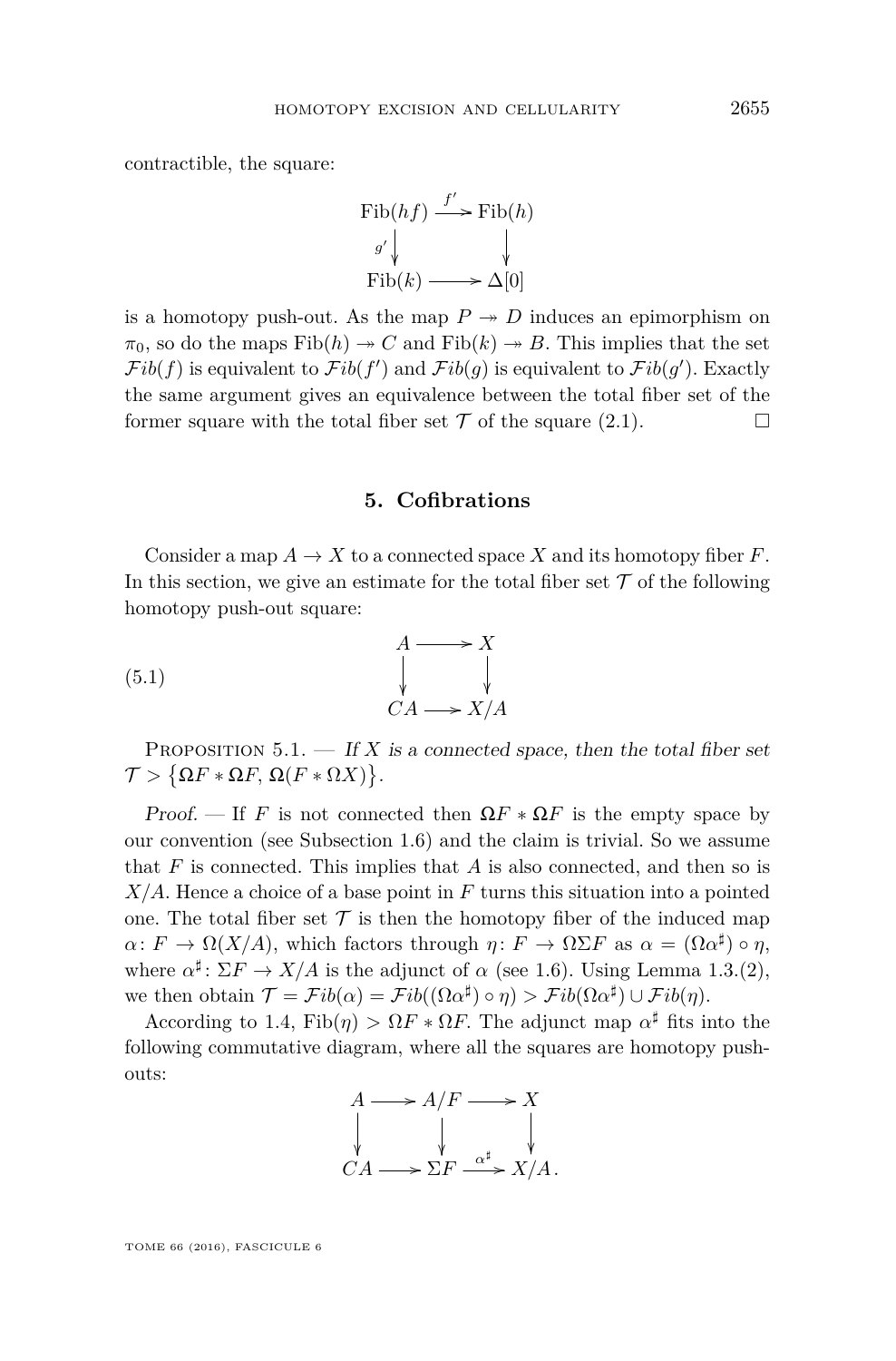contractible, the square:

$$\begin{array}{ccc} \mathrm{Fib}(hf) & \xrightarrow{f'} & \mathrm{Fib}(h) \\ {\scriptstyle g'}\downarrow & & \downarrow \\ \mathrm{Fib}(k) & \longrightarrow & \Delta[0] \end{array}$$

is a homotopy push-out. As the map $P \twoheadrightarrow D$ induces an epimorphism on $\pi_0$, so do the maps $\mathrm{Fib}(h) \twoheadrightarrow C$ and $\mathrm{Fib}(k) \twoheadrightarrow B$. This implies that the set $\mathcal{F}ib(f)$ is equivalent to $\mathcal{F}ib(f')$ and $\mathcal{F}ib(g)$ is equivalent to $\mathcal{F}ib(g')$. Exactly the same argument gives an equivalence between the total fiber set of the former square with the total fiber set $\mathcal{T}$ of the square (2.1). □

## 5. Cofibrations

Consider a map $A \to X$ to a connected space $X$ and its homotopy fiber $F$. In this section, we give an estimate for the total fiber set $\mathcal{T}$ of the following homotopy push-out square:

$$\begin{array}{ccc} A & \longrightarrow & X \\ \downarrow & & \downarrow \\ CA & \longrightarrow & X/A \end{array} \tag{5.1}$$

Proposition 5.1. — *If $X$ is a connected space, then the total fiber set $\mathcal{T} > \{\Omega F * \Omega F, \Omega(F * \Omega X)\}$.*

*Proof.* — If $F$ is not connected then $\Omega F * \Omega F$ is the empty space by our convention (see Subsection 1.6) and the claim is trivial. So we assume that $F$ is connected. This implies that $A$ is also connected, and then so is $X/A$. Hence a choice of a base point in $F$ turns this situation into a pointed one. The total fiber set $\mathcal{T}$ is then the homotopy fiber of the induced map $\alpha\colon F \to \Omega(X/A)$, which factors through $\eta\colon F \to \Omega\Sigma F$ as $\alpha = (\Omega\alpha^\sharp) \circ \eta$, where $\alpha^\sharp\colon \Sigma F \to X/A$ is the adjunct of $\alpha$ (see 1.6). Using Lemma 1.3.(2), we then obtain $\mathcal{T} = \mathcal{F}ib(\alpha) = \mathcal{F}ib((\Omega\alpha^\sharp) \circ \eta) > \mathcal{F}ib(\Omega\alpha^\sharp) \cup \mathcal{F}ib(\eta)$.

According to 1.4, $\mathrm{Fib}(\eta) > \Omega F * \Omega F$. The adjunct map $\alpha^\sharp$ fits into the following commutative diagram, where all the squares are homotopy push-outs:

$$\begin{array}{ccccc} A & \longrightarrow & A/F & \longrightarrow & X \\ \downarrow & & \downarrow & & \downarrow \\ CA & \longrightarrow & \Sigma F & \xrightarrow{\alpha^\sharp} & X/A\,. \end{array}$$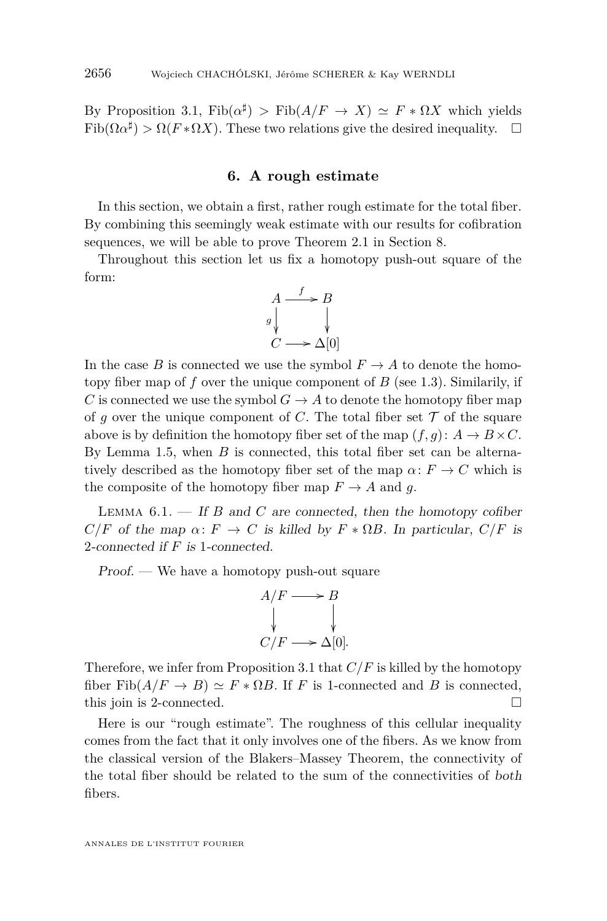By Proposition 3.1, $\mathrm{Fib}(\alpha^\sharp) > \mathrm{Fib}(A/F \to X) \simeq F * \Omega X$ which yields $\mathrm{Fib}(\Omega\alpha^\sharp) > \Omega(F * \Omega X)$. These two relations give the desired inequality. □

## 6. A rough estimate

In this section, we obtain a first, rather rough estimate for the total fiber. By combining this seemingly weak estimate with our results for cofibration sequences, we will be able to prove Theorem 2.1 in Section 8.

Throughout this section let us fix a homotopy push-out square of the form:

$$\begin{array}{ccc} A & \xrightarrow{f} & B \\ {\scriptstyle g}\downarrow & & \downarrow \\ C & \longrightarrow & \Delta[0] \end{array}$$

In the case $B$ is connected we use the symbol $F \to A$ to denote the homotopy fiber map of $f$ over the unique component of $B$ (see 1.3). Similarily, if $C$ is connected we use the symbol $G \to A$ to denote the homotopy fiber map of $g$ over the unique component of $C$. The total fiber set $\mathcal{T}$ of the square above is by definition the homotopy fiber set of the map $(f, g)\colon A \to B \times C$. By Lemma 1.5, when $B$ is connected, this total fiber set can be alternatively described as the homotopy fiber set of the map $\alpha\colon F \to C$ which is the composite of the homotopy fiber map $F \to A$ and $g$.

Lemma 6.1. — *If $B$ and $C$ are connected, then the homotopy cofiber $C/F$ of the map $\alpha\colon F \to C$ is killed by $F * \Omega B$. In particular, $C/F$ is 2-connected if $F$ is 1-connected.*

*Proof.* — We have a homotopy push-out square

$$\begin{array}{ccc} A/F & \longrightarrow & B \\ \downarrow & & \downarrow \\ C/F & \longrightarrow & \Delta[0]. \end{array}$$

Therefore, we infer from Proposition 3.1 that $C/F$ is killed by the homotopy fiber $\mathrm{Fib}(A/F \to B) \simeq F * \Omega B$. If $F$ is 1-connected and $B$ is connected, this join is 2-connected. □

Here is our "rough estimate". The roughness of this cellular inequality comes from the fact that it only involves one of the fibers. As we know from the classical version of the Blakers–Massey Theorem, the connectivity of the total fiber should be related to the sum of the connectivities of *both* fibers.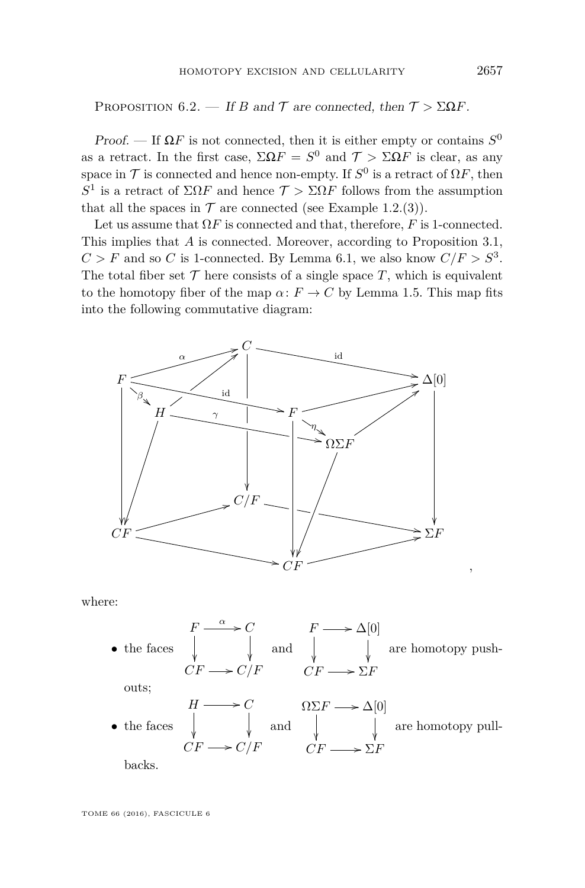Proposition 6.2. — *If $B$ and $\mathcal{T}$ are connected, then $\mathcal{T} > \Sigma\Omega F$.*

*Proof.* — If $\Omega F$ is not connected, then it is either empty or contains $S^0$ as a retract. In the first case, $\Sigma\Omega F = S^0$ and $\mathcal{T} > \Sigma\Omega F$ is clear, as any space in $\mathcal{T}$ is connected and hence non-empty. If $S^0$ is a retract of $\Omega F$, then $S^1$ is a retract of $\Sigma\Omega F$ and hence $\mathcal{T} > \Sigma\Omega F$ follows from the assumption that all the spaces in $\mathcal{T}$ are connected (see Example 1.2.(3)).

Let us assume that $\Omega F$ is connected and that, therefore, $F$ is 1-connected. This implies that $A$ is connected. Moreover, according to Proposition 3.1, $C > F$ and so $C$ is 1-connected. By Lemma 6.1, we also know $C/F > S^3$. The total fiber set $\mathcal{T}$ here consists of a single space $T$, which is equivalent to the homotopy fiber of the map $\alpha\colon F \to C$ by Lemma 1.5. This map fits into the following commutative diagram:

$$
\begin{array}{ccccccc}
 & & C & & \xrightarrow{\mathrm{id}} & & \Delta[0] \\
F & \xrightarrow{\alpha} C, & \xrightarrow{\beta} H, & \xrightarrow{\mathrm{id}} F & & & \\
 & H \to C, & H \xrightarrow{\gamma} \Omega\Sigma F, & F \xrightarrow{\eta} \Omega\Sigma F, & F \to \Delta[0], & \Omega\Sigma F \to \Delta[0] & \\
 & & C/F & & \longrightarrow & & \Sigma F \\
CF & \longrightarrow C/F, & CF \longrightarrow CF, & CF \longrightarrow \Sigma F & & &
\end{array}
$$

(vertical maps: $F \to CF$, $H \to CF$, $C \to C/F$, $F \to CF$, $\Omega\Sigma F \to CF$, $\Delta[0] \to \Sigma F$),

where:

- the faces $\begin{array}{ccc} F & \xrightarrow{\alpha} & C \\ \downarrow & & \downarrow \\ CF & \longrightarrow & C/F \end{array}$ and $\begin{array}{ccc} F & \longrightarrow & \Delta[0] \\ \downarrow & & \downarrow \\ CF & \longrightarrow & \Sigma F \end{array}$ are homotopy pushouts;
- the faces $\begin{array}{ccc} H & \longrightarrow & C \\ \downarrow & & \downarrow \\ CF & \longrightarrow & C/F \end{array}$ and $\begin{array}{ccc} \Omega\Sigma F & \longrightarrow & \Delta[0] \\ \downarrow & & \downarrow \\ CF & \longrightarrow & \Sigma F \end{array}$ are homotopy pullbacks.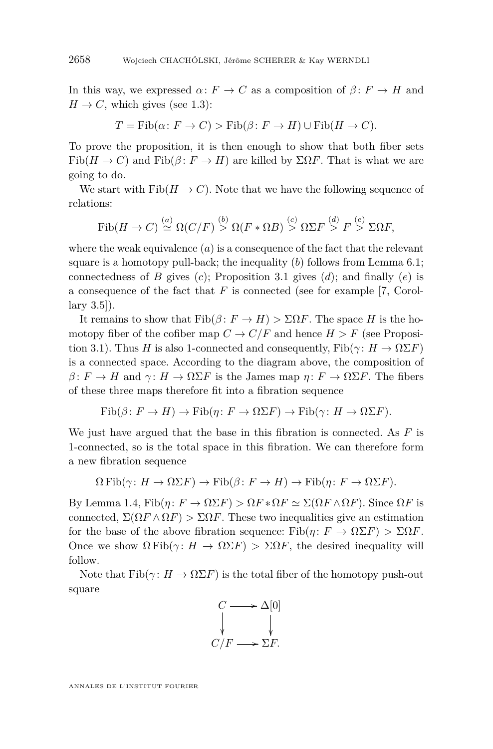In this way, we expressed $\alpha\colon F \to C$ as a composition of $\beta\colon F \to H$ and $H \to C$, which gives (see 1.3):

$$T = \mathrm{Fib}(\alpha\colon F \to C) > \mathrm{Fib}(\beta\colon F \to H) \cup \mathrm{Fib}(H \to C).$$

To prove the proposition, it is then enough to show that both fiber sets $\mathrm{Fib}(H \to C)$ and $\mathrm{Fib}(\beta\colon F \to H)$ are killed by $\Sigma\Omega F$. That is what we are going to do.

We start with $\mathrm{Fib}(H \to C)$. Note that we have the following sequence of relations:

$$\mathrm{Fib}(H \to C) \overset{(a)}{\simeq} \Omega(C/F) \overset{(b)}{>} \Omega(F * \Omega B) \overset{(c)}{>} \Omega\Sigma F \overset{(d)}{>} F \overset{(e)}{>} \Sigma\Omega F,$$

where the weak equivalence $(a)$ is a consequence of the fact that the relevant square is a homotopy pull-back; the inequality $(b)$ follows from Lemma 6.1; connectedness of $B$ gives $(c)$; Proposition 3.1 gives $(d)$; and finally $(e)$ is a consequence of the fact that $F$ is connected (see for example [7, Corollary 3.5]).

It remains to show that $\mathrm{Fib}(\beta\colon F \to H) > \Sigma\Omega F$. The space $H$ is the homotopy fiber of the cofiber map $C \to C/F$ and hence $H > F$ (see Proposition 3.1). Thus $H$ is also 1-connected and consequently, $\mathrm{Fib}(\gamma\colon H \to \Omega\Sigma F)$ is a connected space. According to the diagram above, the composition of $\beta\colon F \to H$ and $\gamma\colon H \to \Omega\Sigma F$ is the James map $\eta\colon F \to \Omega\Sigma F$. The fibers of these three maps therefore fit into a fibration sequence

$$\mathrm{Fib}(\beta\colon F \to H) \to \mathrm{Fib}(\eta\colon F \to \Omega\Sigma F) \to \mathrm{Fib}(\gamma\colon H \to \Omega\Sigma F).$$

We just have argued that the base in this fibration is connected. As $F$ is 1-connected, so is the total space in this fibration. We can therefore form a new fibration sequence

$$\Omega\,\mathrm{Fib}(\gamma\colon H \to \Omega\Sigma F) \to \mathrm{Fib}(\beta\colon F \to H) \to \mathrm{Fib}(\eta\colon F \to \Omega\Sigma F).$$

By Lemma 1.4, $\mathrm{Fib}(\eta\colon F \to \Omega\Sigma F) > \Omega F * \Omega F \simeq \Sigma(\Omega F \wedge \Omega F)$. Since $\Omega F$ is connected, $\Sigma(\Omega F \wedge \Omega F) > \Sigma\Omega F$. These two inequalities give an estimation for the base of the above fibration sequence: $\mathrm{Fib}(\eta\colon F \to \Omega\Sigma F) > \Sigma\Omega F$. Once we show $\Omega\,\mathrm{Fib}(\gamma\colon H \to \Omega\Sigma F) > \Sigma\Omega F$, the desired inequality will follow.

Note that $\mathrm{Fib}(\gamma\colon H \to \Omega\Sigma F)$ is the total fiber of the homotopy push-out square

$$\begin{array}{ccc} C & \longrightarrow & \Delta[0] \\ \big\downarrow & & \big\downarrow \\ C/F & \longrightarrow & \Sigma F. \end{array}$$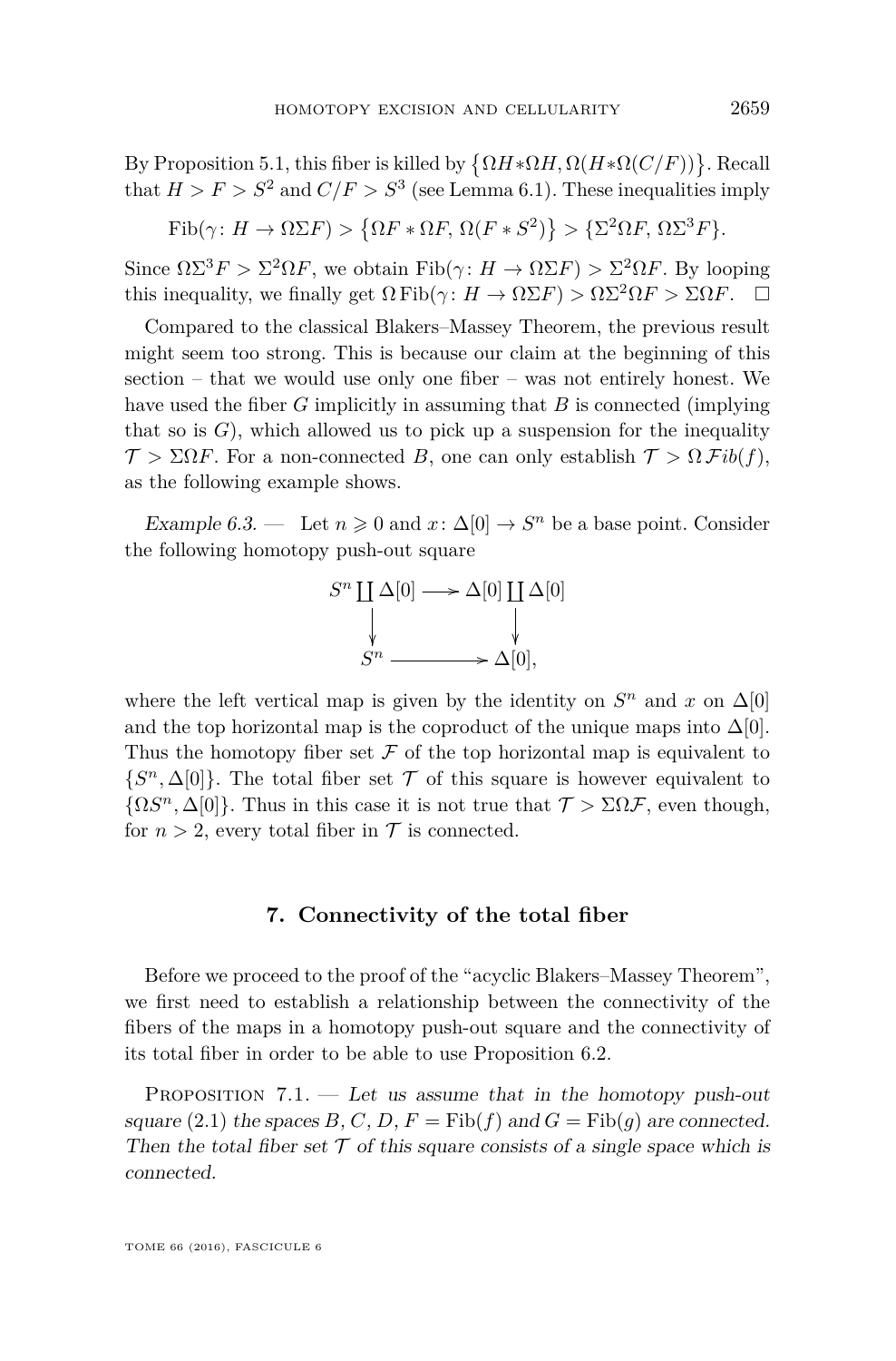By Proposition 5.1, this fiber is killed by $\{\Omega H * \Omega H, \Omega(H * \Omega(C/F))\}$. Recall that $H > F > S^2$ and $C/F > S^3$ (see Lemma 6.1). These inequalities imply

$$\mathrm{Fib}(\gamma\colon H \to \Omega\Sigma F) > \{\Omega F * \Omega F, \Omega(F * S^2)\} > \{\Sigma^2\Omega F, \Omega\Sigma^3 F\}.$$

Since $\Omega\Sigma^3 F > \Sigma^2\Omega F$, we obtain $\mathrm{Fib}(\gamma\colon H \to \Omega\Sigma F) > \Sigma^2\Omega F$. By looping this inequality, we finally get $\Omega\,\mathrm{Fib}(\gamma\colon H \to \Omega\Sigma F) > \Omega\Sigma^2\Omega F > \Sigma\Omega F$. $\square$

Compared to the classical Blakers–Massey Theorem, the previous result might seem too strong. This is because our claim at the beginning of this section – that we would use only one fiber – was not entirely honest. We have used the fiber $G$ implicitly in assuming that $B$ is connected (implying that so is $G$), which allowed us to pick up a suspension for the inequality $\mathcal{T} > \Sigma\Omega F$. For a non-connected $B$, one can only establish $\mathcal{T} > \Omega\,\mathcal{F}ib(f)$, as the following example shows.

*Example 6.3.* — Let $n \geqslant 0$ and $x\colon \Delta[0] \to S^n$ be a base point. Consider the following homotopy push-out square

$$\begin{array}{ccc} S^n \coprod \Delta[0] & \longrightarrow & \Delta[0] \coprod \Delta[0] \\ \downarrow & & \downarrow \\ S^n & \longrightarrow & \Delta[0], \end{array}$$

where the left vertical map is given by the identity on $S^n$ and $x$ on $\Delta[0]$ and the top horizontal map is the coproduct of the unique maps into $\Delta[0]$. Thus the homotopy fiber set $\mathcal{F}$ of the top horizontal map is equivalent to $\{S^n, \Delta[0]\}$. The total fiber set $\mathcal{T}$ of this square is however equivalent to $\{\Omega S^n, \Delta[0]\}$. Thus in this case it is not true that $\mathcal{T} > \Sigma\Omega\mathcal{F}$, even though, for $n > 2$, every total fiber in $\mathcal{T}$ is connected.

## 7. Connectivity of the total fiber

Before we proceed to the proof of the "acyclic Blakers–Massey Theorem", we first need to establish a relationship between the connectivity of the fibers of the maps in a homotopy push-out square and the connectivity of its total fiber in order to be able to use Proposition 6.2.

Proposition 7.1. — *Let us assume that in the homotopy push-out square (2.1) the spaces $B$, $C$, $D$, $F = \mathrm{Fib}(f)$ and $G = \mathrm{Fib}(g)$ are connected. Then the total fiber set $\mathcal{T}$ of this square consists of a single space which is connected.*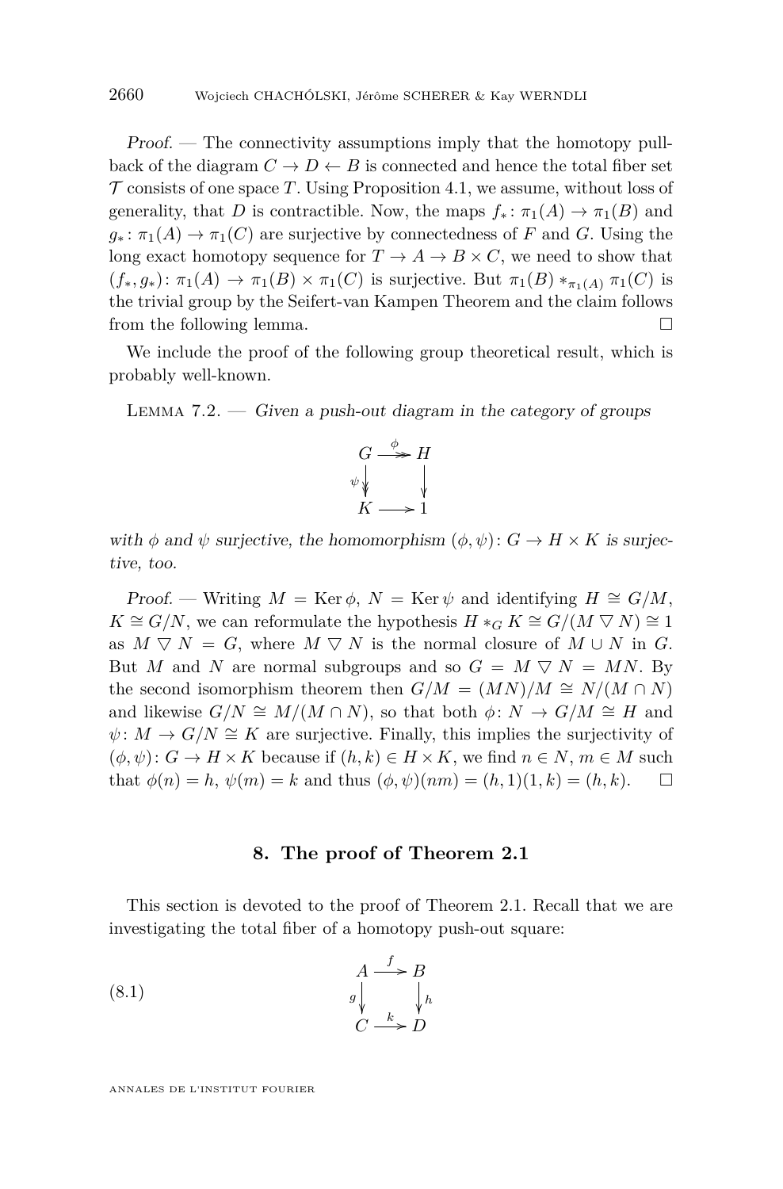*Proof.* — The connectivity assumptions imply that the homotopy pull-back of the diagram $C \to D \leftarrow B$ is connected and hence the total fiber set $\mathcal{T}$ consists of one space $T$. Using Proposition 4.1, we assume, without loss of generality, that $D$ is contractible. Now, the maps $f_*\colon \pi_1(A) \to \pi_1(B)$ and $g_*\colon \pi_1(A) \to \pi_1(C)$ are surjective by connectedness of $F$ and $G$. Using the long exact homotopy sequence for $T \to A \to B \times C$, we need to show that $(f_*, g_*)\colon \pi_1(A) \to \pi_1(B) \times \pi_1(C)$ is surjective. But $\pi_1(B) *_{\pi_1(A)} \pi_1(C)$ is the trivial group by the Seifert-van Kampen Theorem and the claim follows from the following lemma. □

We include the proof of the following group theoretical result, which is probably well-known.

Lemma 7.2. — *Given a push-out diagram in the category of groups*

$$\begin{array}{ccc} G & \xrightarrow{\phi} & H \\ {\scriptstyle\psi}\downarrow & & \downarrow \\ K & \longrightarrow & 1 \end{array}$$

*with $\phi$ and $\psi$ surjective, the homomorphism $(\phi, \psi)\colon G \to H \times K$ is surjective, too.*

*Proof.* — Writing $M = \operatorname{Ker} \phi$, $N = \operatorname{Ker} \psi$ and identifying $H \cong G/M$, $K \cong G/N$, we can reformulate the hypothesis $H *_G K \cong G/(M \bigtriangledown N) \cong 1$ as $M \bigtriangledown N = G$, where $M \bigtriangledown N$ is the normal closure of $M \cup N$ in $G$. But $M$ and $N$ are normal subgroups and so $G = M \bigtriangledown N = MN$. By the second isomorphism theorem then $G/M = (MN)/M \cong N/(M \cap N)$ and likewise $G/N \cong M/(M \cap N)$, so that both $\phi\colon N \to G/M \cong H$ and $\psi\colon M \to G/N \cong K$ are surjective. Finally, this implies the surjectivity of $(\phi, \psi)\colon G \to H \times K$ because if $(h, k) \in H \times K$, we find $n \in N$, $m \in M$ such that $\phi(n) = h$, $\psi(m) = k$ and thus $(\phi, \psi)(nm) = (h, 1)(1, k) = (h, k)$. □

## 8. The proof of Theorem 2.1

This section is devoted to the proof of Theorem 2.1. Recall that we are investigating the total fiber of a homotopy push-out square:

$$\begin{array}{ccc} A & \xrightarrow{f} & B \\ {\scriptstyle g}\downarrow & & \downarrow{\scriptstyle h} \\ C & \xrightarrow{k} & D \end{array} \tag{8.1}$$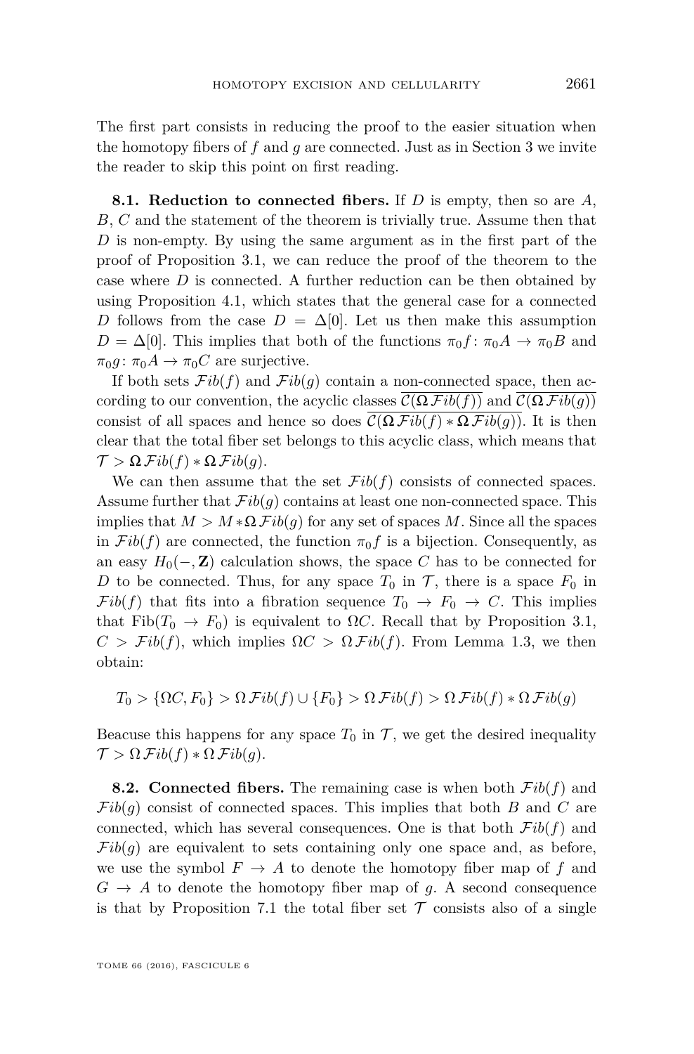The first part consists in reducing the proof to the easier situation when the homotopy fibers of $f$ and $g$ are connected. Just as in Section 3 we invite the reader to skip this point on first reading.

**8.1. Reduction to connected fibers.** If $D$ is empty, then so are $A$, $B$, $C$ and the statement of the theorem is trivially true. Assume then that $D$ is non-empty. By using the same argument as in the first part of the proof of Proposition 3.1, we can reduce the proof of the theorem to the case where $D$ is connected. A further reduction can be then obtained by using Proposition 4.1, which states that the general case for a connected $D$ follows from the case $D = \Delta[0]$. Let us then make this assumption $D = \Delta[0]$. This implies that both of the functions $\pi_0 f\colon \pi_0 A \to \pi_0 B$ and $\pi_0 g\colon \pi_0 A \to \pi_0 C$ are surjective.

If both sets $\mathcal{F}ib(f)$ and $\mathcal{F}ib(g)$ contain a non-connected space, then according to our convention, the acyclic classes $\overline{\mathcal{C}(\Omega\,\mathcal{F}ib(f))}$ and $\overline{\mathcal{C}(\Omega\,\mathcal{F}ib(g))}$ consist of all spaces and hence so does $\overline{\mathcal{C}(\Omega\,\mathcal{F}ib(f) * \Omega\,\mathcal{F}ib(g))}$. It is then clear that the total fiber set belongs to this acyclic class, which means that $\mathcal{T} > \Omega\,\mathcal{F}ib(f) * \Omega\,\mathcal{F}ib(g)$.

We can then assume that the set $\mathcal{F}ib(f)$ consists of connected spaces. Assume further that $\mathcal{F}ib(g)$ contains at least one non-connected space. This implies that $M > M * \Omega\,\mathcal{F}ib(g)$ for any set of spaces $M$. Since all the spaces in $\mathcal{F}ib(f)$ are connected, the function $\pi_0 f$ is a bijection. Consequently, as an easy $H_0(-, \mathbf{Z})$ calculation shows, the space $C$ has to be connected for $D$ to be connected. Thus, for any space $T_0$ in $\mathcal{T}$, there is a space $F_0$ in $\mathcal{F}ib(f)$ that fits into a fibration sequence $T_0 \to F_0 \to C$. This implies that $\mathrm{Fib}(T_0 \to F_0)$ is equivalent to $\Omega C$. Recall that by Proposition 3.1, $C > \mathcal{F}ib(f)$, which implies $\Omega C > \Omega\,\mathcal{F}ib(f)$. From Lemma 1.3, we then obtain:

$$T_0 > \{\Omega C, F_0\} > \Omega\,\mathcal{F}ib(f) \cup \{F_0\} > \Omega\,\mathcal{F}ib(f) > \Omega\,\mathcal{F}ib(f) * \Omega\,\mathcal{F}ib(g)$$

Beacuse this happens for any space $T_0$ in $\mathcal{T}$, we get the desired inequality $\mathcal{T} > \Omega\,\mathcal{F}ib(f) * \Omega\,\mathcal{F}ib(g)$.

**8.2. Connected fibers.** The remaining case is when both $\mathcal{F}ib(f)$ and $\mathcal{F}ib(g)$ consist of connected spaces. This implies that both $B$ and $C$ are connected, which has several consequences. One is that both $\mathcal{F}ib(f)$ and $\mathcal{F}ib(g)$ are equivalent to sets containing only one space and, as before, we use the symbol $F \to A$ to denote the homotopy fiber map of $f$ and $G \to A$ to denote the homotopy fiber map of $g$. A second consequence is that by Proposition 7.1 the total fiber set $\mathcal{T}$ consists also of a single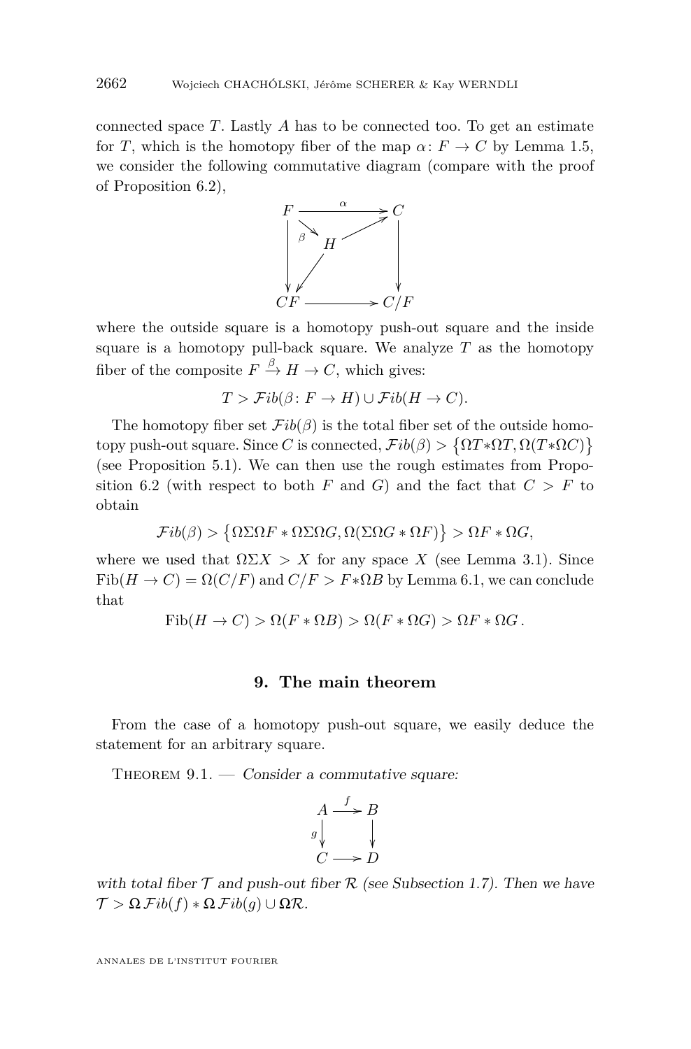connected space $T$. Lastly $A$ has to be connected too. To get an estimate for $T$, which is the homotopy fiber of the map $\alpha\colon F \to C$ by Lemma 1.5, we consider the following commutative diagram (compare with the proof of Proposition 6.2),

$$\begin{array}{ccc} F & \xrightarrow{\alpha} & C \\ & \searrow^{\beta} \quad H \quad \nearrow & \\ \downarrow & \swarrow & \downarrow \\ CF & \longrightarrow & C/F \end{array}$$

where the outside square is a homotopy push-out square and the inside square is a homotopy pull-back square. We analyze $T$ as the homotopy fiber of the composite $F \xrightarrow{\beta} H \to C$, which gives:

$$T > \mathcal{F}ib(\beta\colon F \to H) \cup \mathcal{F}ib(H \to C).$$

The homotopy fiber set $\mathcal{F}ib(\beta)$ is the total fiber set of the outside homotopy push-out square. Since $C$ is connected, $\mathcal{F}ib(\beta) > \left\{\Omega T * \Omega T, \Omega(T * \Omega C)\right\}$ (see Proposition 5.1). We can then use the rough estimates from Proposition 6.2 (with respect to both $F$ and $G$) and the fact that $C > F$ to obtain

$$\mathcal{F}ib(\beta) > \left\{\Omega\Sigma\Omega F * \Omega\Sigma\Omega G, \Omega(\Sigma\Omega G * \Omega F)\right\} > \Omega F * \Omega G,$$

where we used that $\Omega\Sigma X > X$ for any space $X$ (see Lemma 3.1). Since $\mathrm{Fib}(H \to C) = \Omega(C/F)$ and $C/F > F * \Omega B$ by Lemma 6.1, we can conclude that

$$\mathrm{Fib}(H \to C) > \Omega(F * \Omega B) > \Omega(F * \Omega G) > \Omega F * \Omega G\,.$$

## 9. The main theorem

From the case of a homotopy push-out square, we easily deduce the statement for an arbitrary square.

Theorem 9.1. — *Consider a commutative square:*

$$\begin{array}{ccc} A & \xrightarrow{f} & B \\ {\scriptstyle g}\downarrow & & \downarrow \\ C & \longrightarrow & D \end{array}$$

*with total fiber $\mathcal{T}$ and push-out fiber $\mathcal{R}$ (see Subsection 1.7). Then we have $\mathcal{T} > \Omega\,\mathcal{F}ib(f) * \Omega\,\mathcal{F}ib(g) \cup \Omega\mathcal{R}$.*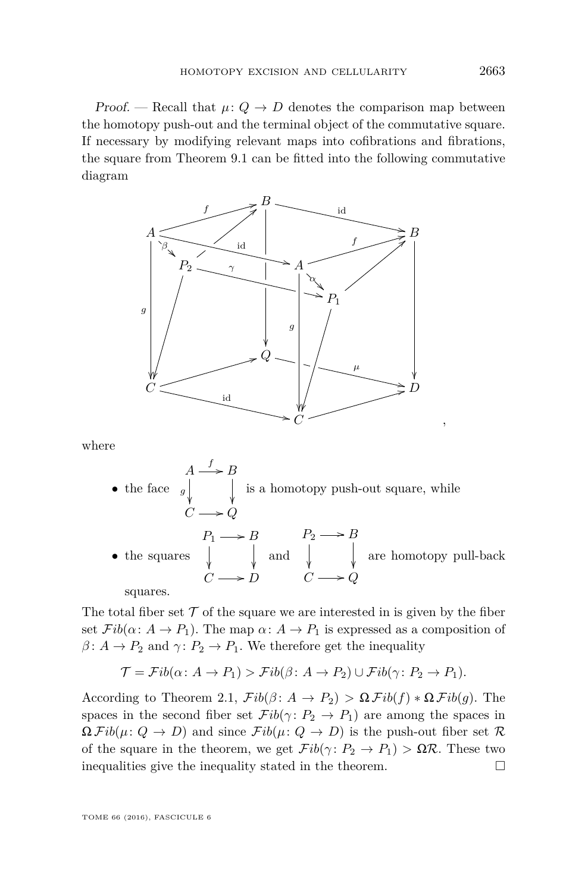*Proof.* — Recall that $\mu\colon Q \to D$ denotes the comparison map between the homotopy push-out and the terminal object of the commutative square. If necessary by modifying relevant maps into cofibrations and fibrations, the square from Theorem 9.1 can be fitted into the following commutative diagram

$$\begin{array}{ccccccc}
 & & B & & \xrightarrow{\text{id}} & & B \\
 & \overset{f}{\nearrow} & & & & \overset{f}{\nearrow} & \\
A & & & \xrightarrow{\text{id}} & A & & \\
 & \searrow^{\beta} P_2 & & \xrightarrow{\gamma} & & \searrow^{\alpha} P_1 & \\
 & & Q & & \xrightarrow{\mu} & & D \\
C & & & \xrightarrow{\text{id}} & C & &
\end{array},$$

where

- the face $\begin{array}{ccc} A & \xrightarrow{f} & B \\ {\scriptstyle g}\downarrow & & \downarrow \\ C & \longrightarrow & Q \end{array}$ is a homotopy push-out square, while
- the squares $\begin{array}{ccc} P_1 & \longrightarrow & B \\ \downarrow & & \downarrow \\ C & \longrightarrow & D \end{array}$ and $\begin{array}{ccc} P_2 & \longrightarrow & B \\ \downarrow & & \downarrow \\ C & \longrightarrow & Q \end{array}$ are homotopy pull-back squares.

The total fiber set $\mathcal{T}$ of the square we are interested in is given by the fiber set $\mathcal{F}ib(\alpha\colon A \to P_1)$. The map $\alpha\colon A \to P_1$ is expressed as a composition of $\beta\colon A \to P_2$ and $\gamma\colon P_2 \to P_1$. We therefore get the inequality

$$\mathcal{T} = \mathcal{F}ib(\alpha\colon A \to P_1) > \mathcal{F}ib(\beta\colon A \to P_2) \cup \mathcal{F}ib(\gamma\colon P_2 \to P_1).$$

According to Theorem 2.1, $\mathcal{F}ib(\beta\colon A \to P_2) > \Omega\,\mathcal{F}ib(f) * \Omega\,\mathcal{F}ib(g)$. The spaces in the second fiber set $\mathcal{F}ib(\gamma\colon P_2 \to P_1)$ are among the spaces in $\Omega\,\mathcal{F}ib(\mu\colon Q \to D)$ and since $\mathcal{F}ib(\mu\colon Q \to D)$ is the push-out fiber set $\mathcal{R}$ of the square in the theorem, we get $\mathcal{F}ib(\gamma\colon P_2 \to P_1) > \Omega\mathcal{R}$. These two inequalities give the inequality stated in the theorem. □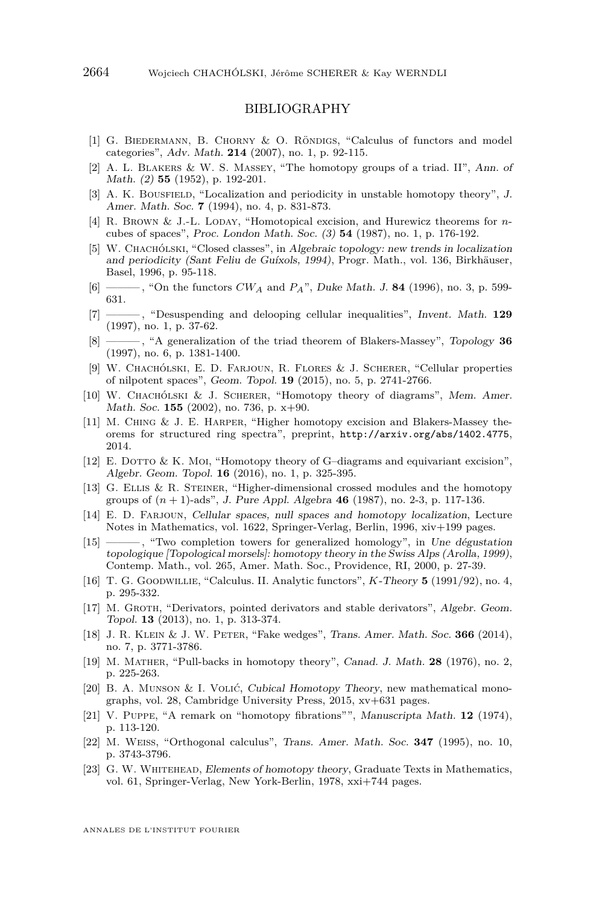## BIBLIOGRAPHY

[1] G. Biedermann, B. Chorny & O. Röndigs, "Calculus of functors and model categories", *Adv. Math.* **214** (2007), no. 1, p. 92-115.

[2] A. L. Blakers & W. S. Massey, "The homotopy groups of a triad. II", *Ann. of Math. (2)* **55** (1952), p. 192-201.

[3] A. K. Bousfield, "Localization and periodicity in unstable homotopy theory", *J. Amer. Math. Soc.* **7** (1994), no. 4, p. 831-873.

[4] R. Brown & J.-L. Loday, "Homotopical excision, and Hurewicz theorems for $n$-cubes of spaces", *Proc. London Math. Soc. (3)* **54** (1987), no. 1, p. 176-192.

[5] W. Chachólski, "Closed classes", in *Algebraic topology: new trends in localization and periodicity (Sant Feliu de Guíxols, 1994)*, Progr. Math., vol. 136, Birkhäuser, Basel, 1996, p. 95-118.

[6] ———, "On the functors $CW_A$ and $P_A$", *Duke Math. J.* **84** (1996), no. 3, p. 599-631.

[7] ———, "Desuspending and delooping cellular inequalities", *Invent. Math.* **129** (1997), no. 1, p. 37-62.

[8] ———, "A generalization of the triad theorem of Blakers-Massey", *Topology* **36** (1997), no. 6, p. 1381-1400.

[9] W. Chachólski, E. D. Farjoun, R. Flores & J. Scherer, "Cellular properties of nilpotent spaces", *Geom. Topol.* **19** (2015), no. 5, p. 2741-2766.

[10] W. Chachólski & J. Scherer, "Homotopy theory of diagrams", *Mem. Amer. Math. Soc.* **155** (2002), no. 736, p. x+90.

[11] M. Ching & J. E. Harper, "Higher homotopy excision and Blakers-Massey theorems for structured ring spectra", preprint, http://arxiv.org/abs/1402.4775, 2014.

[12] E. Dotto & K. Moi, "Homotopy theory of G–diagrams and equivariant excision", *Algebr. Geom. Topol.* **16** (2016), no. 1, p. 325-395.

[13] G. Ellis & R. Steiner, "Higher-dimensional crossed modules and the homotopy groups of $(n+1)$-ads", *J. Pure Appl. Algebra* **46** (1987), no. 2-3, p. 117-136.

[14] E. D. Farjoun, *Cellular spaces, null spaces and homotopy localization*, Lecture Notes in Mathematics, vol. 1622, Springer-Verlag, Berlin, 1996, xiv+199 pages.

[15] ———, "Two completion towers for generalized homology", in *Une dégustation topologique [Topological morsels]: homotopy theory in the Swiss Alps (Arolla, 1999)*, Contemp. Math., vol. 265, Amer. Math. Soc., Providence, RI, 2000, p. 27-39.

[16] T. G. Goodwillie, "Calculus. II. Analytic functors", *K-Theory* **5** (1991/92), no. 4, p. 295-332.

[17] M. Groth, "Derivators, pointed derivators and stable derivators", *Algebr. Geom. Topol.* **13** (2013), no. 1, p. 313-374.

[18] J. R. Klein & J. W. Peter, "Fake wedges", *Trans. Amer. Math. Soc.* **366** (2014), no. 7, p. 3771-3786.

[19] M. Mather, "Pull-backs in homotopy theory", *Canad. J. Math.* **28** (1976), no. 2, p. 225-263.

[20] B. A. Munson & I. Volić, *Cubical Homotopy Theory*, new mathematical monographs, vol. 28, Cambridge University Press, 2015, xv+631 pages.

[21] V. Puppe, "A remark on "homotopy fibrations"", *Manuscripta Math.* **12** (1974), p. 113-120.

[22] M. Weiss, "Orthogonal calculus", *Trans. Amer. Math. Soc.* **347** (1995), no. 10, p. 3743-3796.

[23] G. W. Whitehead, *Elements of homotopy theory*, Graduate Texts in Mathematics, vol. 61, Springer-Verlag, New York-Berlin, 1978, xxi+744 pages.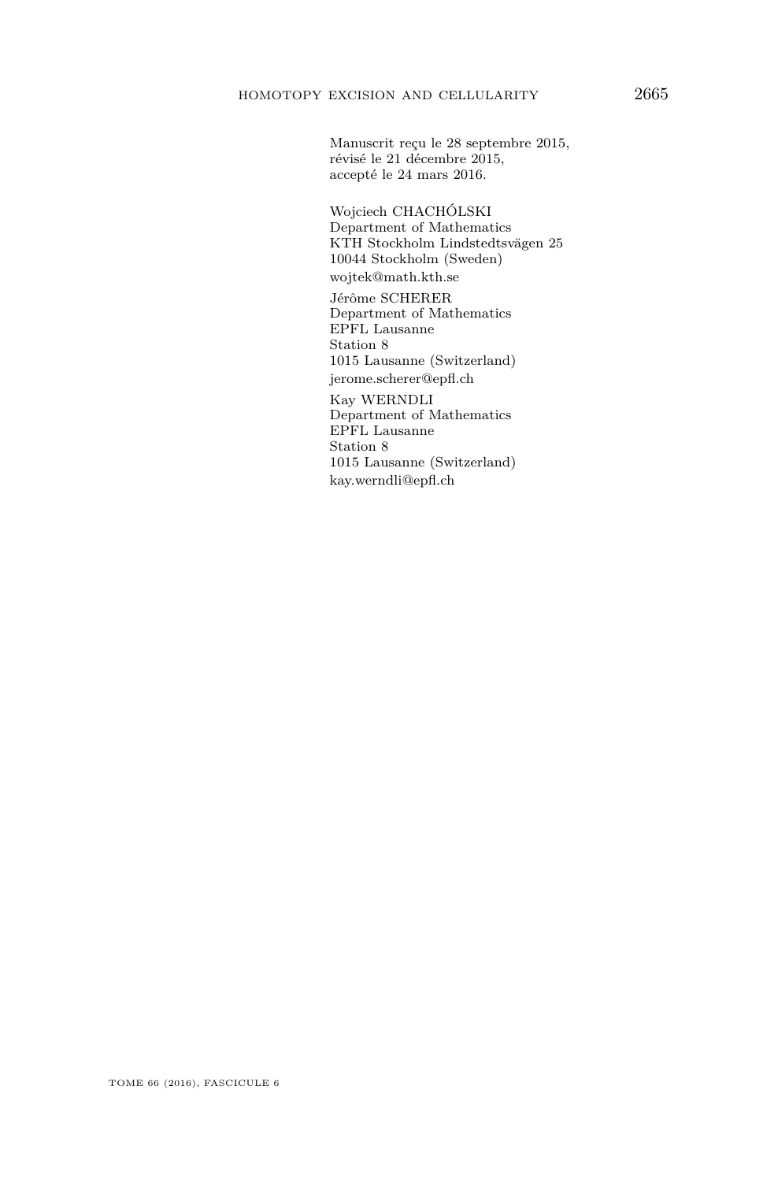Manuscrit reçu le 28 septembre 2015,
révisé le 21 décembre 2015,
accepté le 24 mars 2016.

Wojciech CHACHÓLSKI
Department of Mathematics
KTH Stockholm Lindstedtsvägen 25
10044 Stockholm (Sweden)
wojtek@math.kth.se

Jérôme SCHERER
Department of Mathematics
EPFL Lausanne
Station 8
1015 Lausanne (Switzerland)
jerome.scherer@epfl.ch

Kay WERNDLI
Department of Mathematics
EPFL Lausanne
Station 8
1015 Lausanne (Switzerland)
kay.werndli@epfl.ch